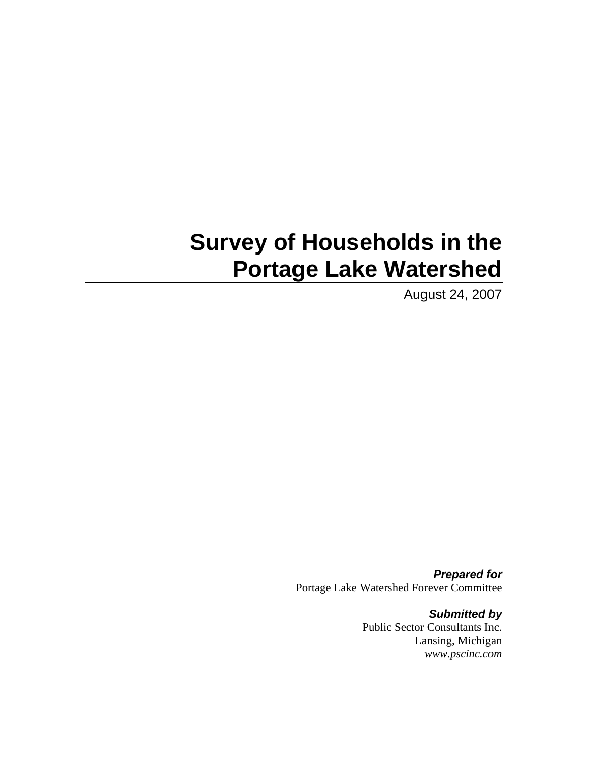# Survey of Households in the Portage Lake Watershed

August 24, 2007

***Prepared for***
Portage Lake Watershed Forever Committee

***Submitted by***
Public Sector Consultants Inc.
Lansing, Michigan
*www.pscinc.com*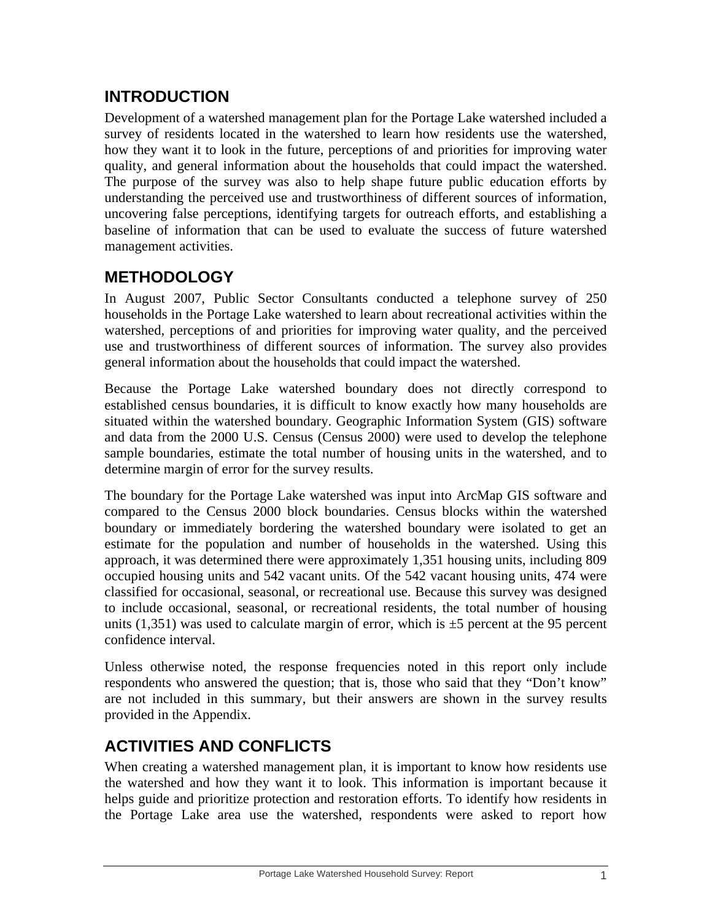## INTRODUCTION

Development of a watershed management plan for the Portage Lake watershed included a survey of residents located in the watershed to learn how residents use the watershed, how they want it to look in the future, perceptions of and priorities for improving water quality, and general information about the households that could impact the watershed. The purpose of the survey was also to help shape future public education efforts by understanding the perceived use and trustworthiness of different sources of information, uncovering false perceptions, identifying targets for outreach efforts, and establishing a baseline of information that can be used to evaluate the success of future watershed management activities.

## METHODOLOGY

In August 2007, Public Sector Consultants conducted a telephone survey of 250 households in the Portage Lake watershed to learn about recreational activities within the watershed, perceptions of and priorities for improving water quality, and the perceived use and trustworthiness of different sources of information. The survey also provides general information about the households that could impact the watershed.

Because the Portage Lake watershed boundary does not directly correspond to established census boundaries, it is difficult to know exactly how many households are situated within the watershed boundary. Geographic Information System (GIS) software and data from the 2000 U.S. Census (Census 2000) were used to develop the telephone sample boundaries, estimate the total number of housing units in the watershed, and to determine margin of error for the survey results.

The boundary for the Portage Lake watershed was input into ArcMap GIS software and compared to the Census 2000 block boundaries. Census blocks within the watershed boundary or immediately bordering the watershed boundary were isolated to get an estimate for the population and number of households in the watershed. Using this approach, it was determined there were approximately 1,351 housing units, including 809 occupied housing units and 542 vacant units. Of the 542 vacant housing units, 474 were classified for occasional, seasonal, or recreational use. Because this survey was designed to include occasional, seasonal, or recreational residents, the total number of housing units (1,351) was used to calculate margin of error, which is ±5 percent at the 95 percent confidence interval.

Unless otherwise noted, the response frequencies noted in this report only include respondents who answered the question; that is, those who said that they "Don't know" are not included in this summary, but their answers are shown in the survey results provided in the Appendix.

## ACTIVITIES AND CONFLICTS

When creating a watershed management plan, it is important to know how residents use the watershed and how they want it to look. This information is important because it helps guide and prioritize protection and restoration efforts. To identify how residents in the Portage Lake area use the watershed, respondents were asked to report how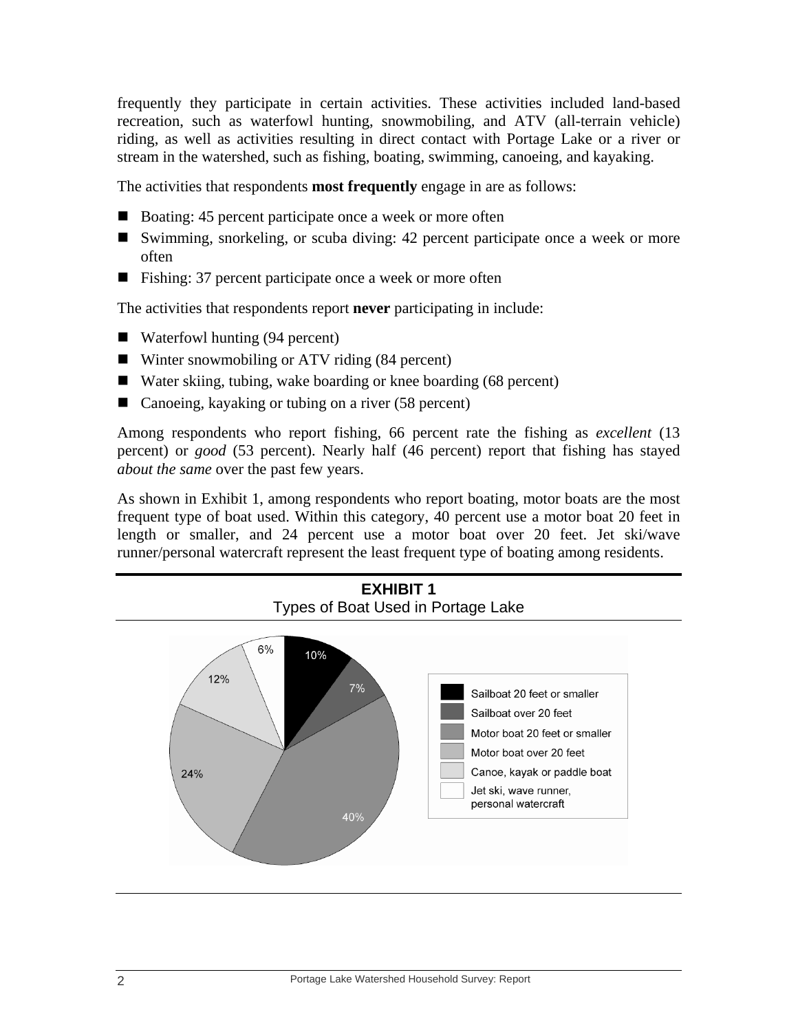frequently they participate in certain activities. These activities included land-based recreation, such as waterfowl hunting, snowmobiling, and ATV (all-terrain vehicle) riding, as well as activities resulting in direct contact with Portage Lake or a river or stream in the watershed, such as fishing, boating, swimming, canoeing, and kayaking.

The activities that respondents **most frequently** engage in are as follows:

- Boating: 45 percent participate once a week or more often
- Swimming, snorkeling, or scuba diving: 42 percent participate once a week or more often
- Fishing: 37 percent participate once a week or more often

The activities that respondents report **never** participating in include:

- Waterfowl hunting (94 percent)
- Winter snowmobiling or ATV riding (84 percent)
- Water skiing, tubing, wake boarding or knee boarding (68 percent)
- Canoeing, kayaking or tubing on a river (58 percent)

Among respondents who report fishing, 66 percent rate the fishing as *excellent* (13 percent) or *good* (53 percent). Nearly half (46 percent) report that fishing has stayed *about the same* over the past few years.

As shown in Exhibit 1, among respondents who report boating, motor boats are the most frequent type of boat used. Within this category, 40 percent use a motor boat 20 feet in length or smaller, and 24 percent use a motor boat over 20 feet. Jet ski/wave runner/personal watercraft represent the least frequent type of boating among residents.

**EXHIBIT 1**
Types of Boat Used in Portage Lake

10%
7%
40%
24%
12%
6%

Sailboat 20 feet or smaller
Sailboat over 20 feet
Motor boat 20 feet or smaller
Motor boat over 20 feet
Canoe, kayak or paddle boat
Jet ski, wave runner, personal watercraft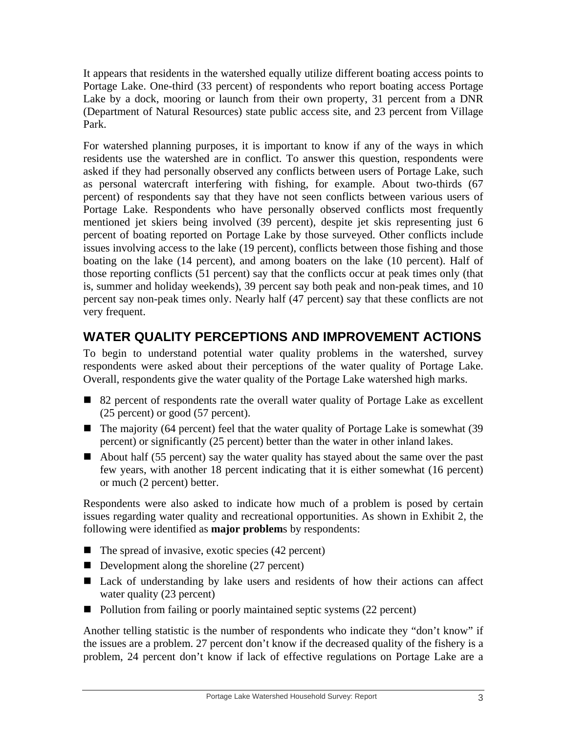It appears that residents in the watershed equally utilize different boating access points to Portage Lake. One-third (33 percent) of respondents who report boating access Portage Lake by a dock, mooring or launch from their own property, 31 percent from a DNR (Department of Natural Resources) state public access site, and 23 percent from Village Park.

For watershed planning purposes, it is important to know if any of the ways in which residents use the watershed are in conflict. To answer this question, respondents were asked if they had personally observed any conflicts between users of Portage Lake, such as personal watercraft interfering with fishing, for example. About two-thirds (67 percent) of respondents say that they have not seen conflicts between various users of Portage Lake. Respondents who have personally observed conflicts most frequently mentioned jet skiers being involved (39 percent), despite jet skis representing just 6 percent of boating reported on Portage Lake by those surveyed. Other conflicts include issues involving access to the lake (19 percent), conflicts between those fishing and those boating on the lake (14 percent), and among boaters on the lake (10 percent). Half of those reporting conflicts (51 percent) say that the conflicts occur at peak times only (that is, summer and holiday weekends), 39 percent say both peak and non-peak times, and 10 percent say non-peak times only. Nearly half (47 percent) say that these conflicts are not very frequent.

## WATER QUALITY PERCEPTIONS AND IMPROVEMENT ACTIONS

To begin to understand potential water quality problems in the watershed, survey respondents were asked about their perceptions of the water quality of Portage Lake. Overall, respondents give the water quality of the Portage Lake watershed high marks.

- 82 percent of respondents rate the overall water quality of Portage Lake as excellent (25 percent) or good (57 percent).
- The majority (64 percent) feel that the water quality of Portage Lake is somewhat (39 percent) or significantly (25 percent) better than the water in other inland lakes.
- About half (55 percent) say the water quality has stayed about the same over the past few years, with another 18 percent indicating that it is either somewhat (16 percent) or much (2 percent) better.

Respondents were also asked to indicate how much of a problem is posed by certain issues regarding water quality and recreational opportunities. As shown in Exhibit 2, the following were identified as **major problem**s by respondents:

- The spread of invasive, exotic species (42 percent)
- Development along the shoreline (27 percent)
- Lack of understanding by lake users and residents of how their actions can affect water quality (23 percent)
- Pollution from failing or poorly maintained septic systems (22 percent)

Another telling statistic is the number of respondents who indicate they "don't know" if the issues are a problem. 27 percent don't know if the decreased quality of the fishery is a problem, 24 percent don't know if lack of effective regulations on Portage Lake are a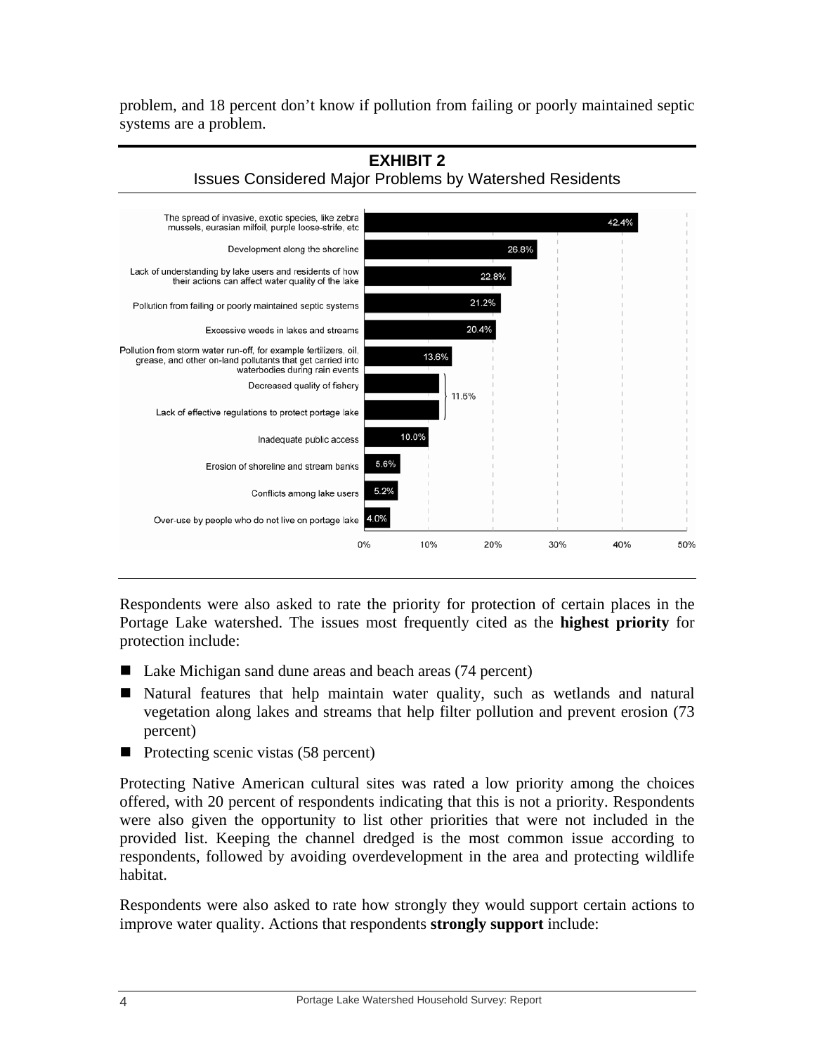problem, and 18 percent don't know if pollution from failing or poorly maintained septic systems are a problem.

**EXHIBIT 2**
Issues Considered Major Problems by Watershed Residents

The spread of invasive, exotic species, like zebra mussels, eurasian milfoil, purple loose-strife, etc
42.4%

Development along the shoreline
26.8%

Lack of understanding by lake users and residents of how their actions can affect water quality of the lake
22.8%

Pollution from failing or poorly maintained septic systems
21.2%

Excessive weeds in lakes and streams
20.4%

Pollution from storm water run-off, for example fertilizers, oil, grease, and other on-land pollutants that get carried into waterbodies during rain events
13.6%

Decreased quality of fishery

Lack of effective regulations to protect portage lake

11.6%

Inadequate public access
10.0%

Erosion of shoreline and stream banks
5.6%

Conflicts among lake users
5.2%

Over-use by people who do not live on portage lake
4.0%

0% 10% 20% 30% 40% 50%

Respondents were also asked to rate the priority for protection of certain places in the Portage Lake watershed. The issues most frequently cited as the **highest priority** for protection include:

- Lake Michigan sand dune areas and beach areas (74 percent)
- Natural features that help maintain water quality, such as wetlands and natural vegetation along lakes and streams that help filter pollution and prevent erosion (73 percent)
- Protecting scenic vistas (58 percent)

Protecting Native American cultural sites was rated a low priority among the choices offered, with 20 percent of respondents indicating that this is not a priority. Respondents were also given the opportunity to list other priorities that were not included in the provided list. Keeping the channel dredged is the most common issue according to respondents, followed by avoiding overdevelopment in the area and protecting wildlife habitat.

Respondents were also asked to rate how strongly they would support certain actions to improve water quality. Actions that respondents **strongly support** include: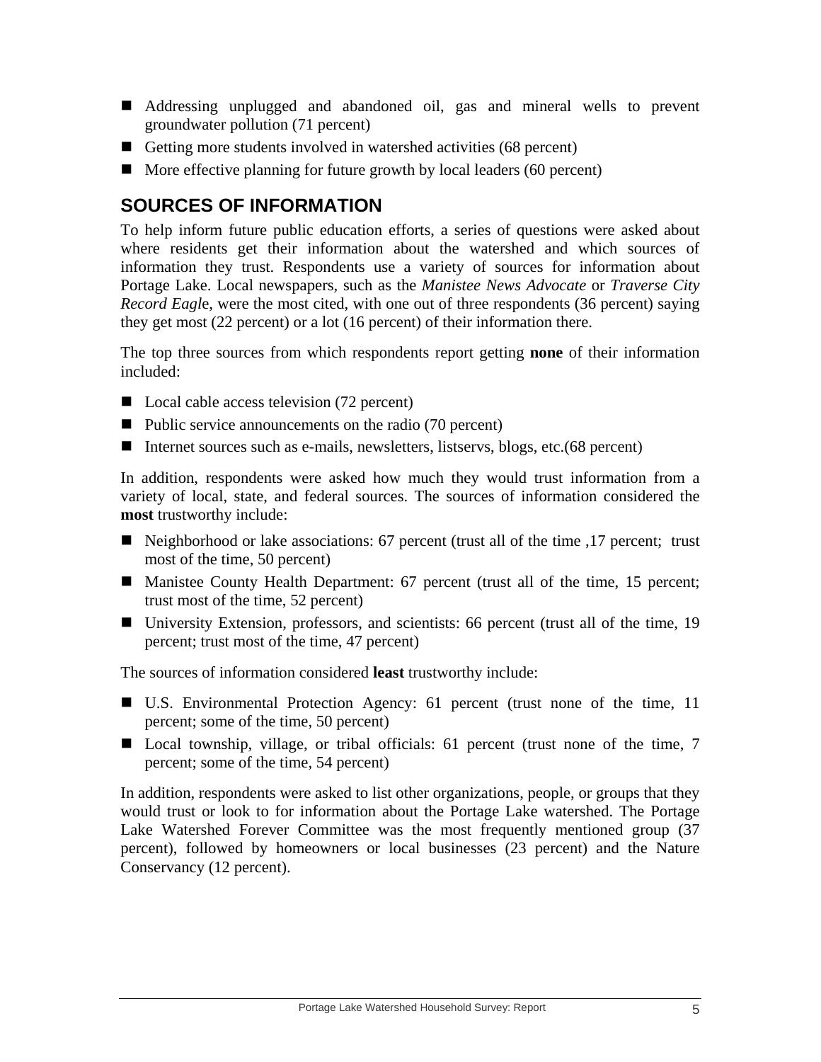- Addressing unplugged and abandoned oil, gas and mineral wells to prevent groundwater pollution (71 percent)
- Getting more students involved in watershed activities (68 percent)
- More effective planning for future growth by local leaders (60 percent)

## SOURCES OF INFORMATION

To help inform future public education efforts, a series of questions were asked about where residents get their information about the watershed and which sources of information they trust. Respondents use a variety of sources for information about Portage Lake. Local newspapers, such as the *Manistee News Advocate* or *Traverse City Record Eagl*e, were the most cited, with one out of three respondents (36 percent) saying they get most (22 percent) or a lot (16 percent) of their information there.

The top three sources from which respondents report getting **none** of their information included:

- Local cable access television (72 percent)
- Public service announcements on the radio (70 percent)
- Internet sources such as e-mails, newsletters, listservs, blogs, etc.(68 percent)

In addition, respondents were asked how much they would trust information from a variety of local, state, and federal sources. The sources of information considered the **most** trustworthy include:

- Neighborhood or lake associations: 67 percent (trust all of the time ,17 percent; trust most of the time, 50 percent)
- Manistee County Health Department: 67 percent (trust all of the time, 15 percent; trust most of the time, 52 percent)
- University Extension, professors, and scientists: 66 percent (trust all of the time, 19 percent; trust most of the time, 47 percent)

The sources of information considered **least** trustworthy include:

- U.S. Environmental Protection Agency: 61 percent (trust none of the time, 11 percent; some of the time, 50 percent)
- Local township, village, or tribal officials: 61 percent (trust none of the time, 7 percent; some of the time, 54 percent)

In addition, respondents were asked to list other organizations, people, or groups that they would trust or look to for information about the Portage Lake watershed. The Portage Lake Watershed Forever Committee was the most frequently mentioned group (37 percent), followed by homeowners or local businesses (23 percent) and the Nature Conservancy (12 percent).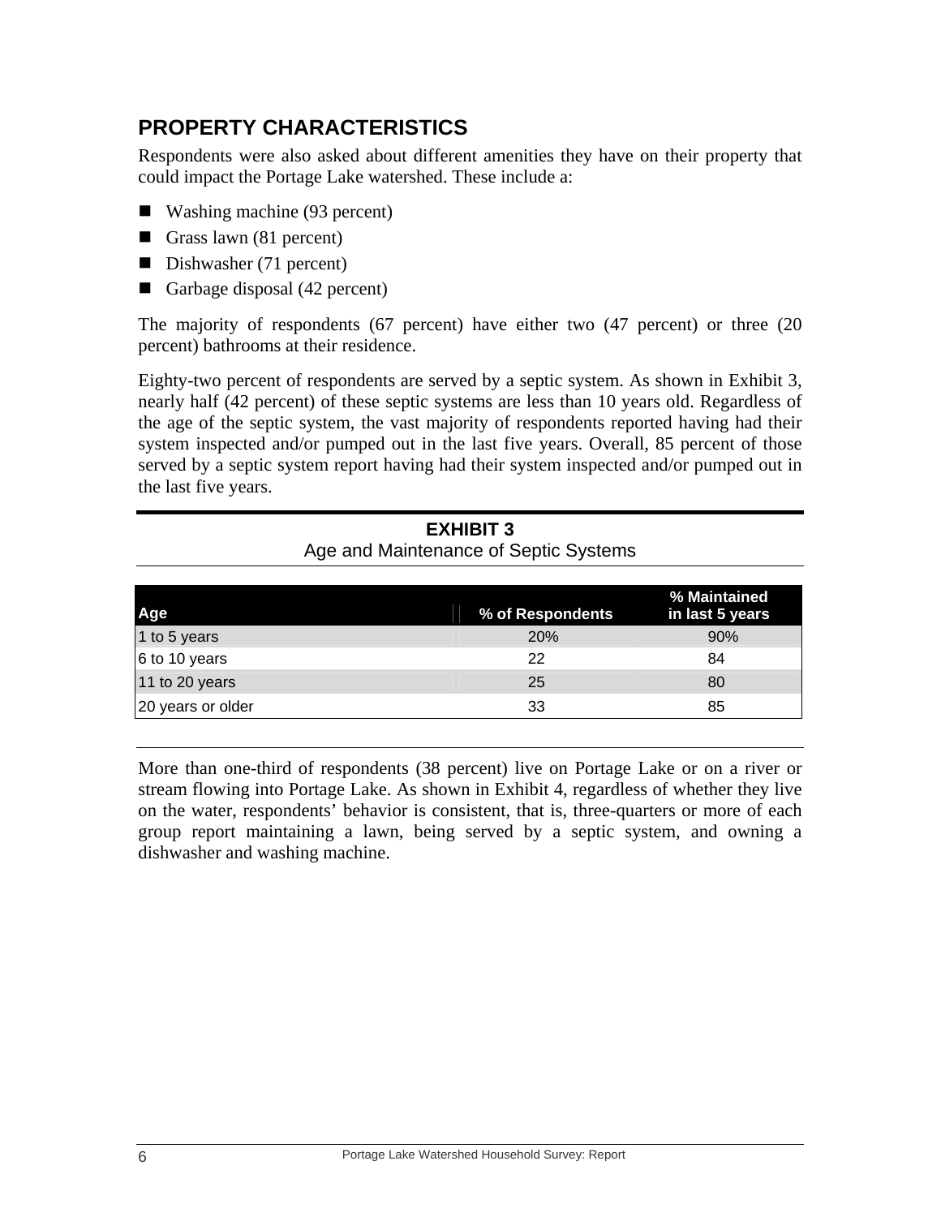## PROPERTY CHARACTERISTICS

Respondents were also asked about different amenities they have on their property that could impact the Portage Lake watershed. These include a:

- Washing machine (93 percent)
- Grass lawn (81 percent)
- Dishwasher (71 percent)
- Garbage disposal (42 percent)

The majority of respondents (67 percent) have either two (47 percent) or three (20 percent) bathrooms at their residence.

Eighty-two percent of respondents are served by a septic system. As shown in Exhibit 3, nearly half (42 percent) of these septic systems are less than 10 years old. Regardless of the age of the septic system, the vast majority of respondents reported having had their system inspected and/or pumped out in the last five years. Overall, 85 percent of those served by a septic system report having had their system inspected and/or pumped out in the last five years.

**EXHIBIT 3**
Age and Maintenance of Septic Systems

| Age | % of Respondents | % Maintained in last 5 years |
|---|---|---|
| 1 to 5 years | 20% | 90% |
| 6 to 10 years | 22 | 84 |
| 11 to 20 years | 25 | 80 |
| 20 years or older | 33 | 85 |

More than one-third of respondents (38 percent) live on Portage Lake or on a river or stream flowing into Portage Lake. As shown in Exhibit 4, regardless of whether they live on the water, respondents' behavior is consistent, that is, three-quarters or more of each group report maintaining a lawn, being served by a septic system, and owning a dishwasher and washing machine.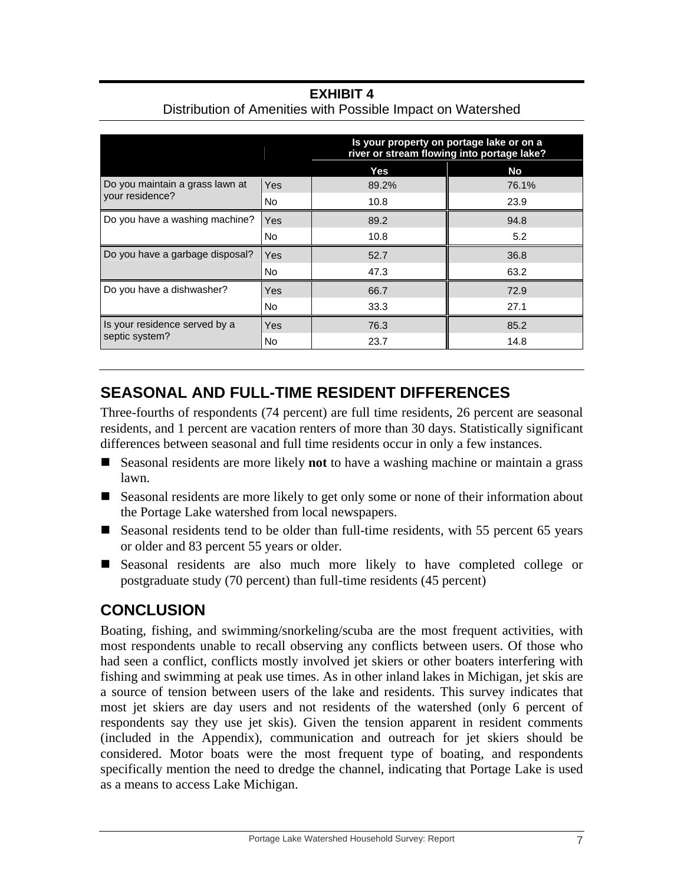**EXHIBIT 4**
Distribution of Amenities with Possible Impact on Watershed

| | | Is your property on portage lake or on a river or stream flowing into portage lake? | |
|---|---|---|---|
| | | Yes | No |
| Do you maintain a grass lawn at your residence? | Yes | 89.2% | 76.1% |
| | No | 10.8 | 23.9 |
| Do you have a washing machine? | Yes | 89.2 | 94.8 |
| | No | 10.8 | 5.2 |
| Do you have a garbage disposal? | Yes | 52.7 | 36.8 |
| | No | 47.3 | 63.2 |
| Do you have a dishwasher? | Yes | 66.7 | 72.9 |
| | No | 33.3 | 27.1 |
| Is your residence served by a septic system? | Yes | 76.3 | 85.2 |
| | No | 23.7 | 14.8 |

## SEASONAL AND FULL-TIME RESIDENT DIFFERENCES

Three-fourths of respondents (74 percent) are full time residents, 26 percent are seasonal residents, and 1 percent are vacation renters of more than 30 days. Statistically significant differences between seasonal and full time residents occur in only a few instances.

- Seasonal residents are more likely **not** to have a washing machine or maintain a grass lawn.
- Seasonal residents are more likely to get only some or none of their information about the Portage Lake watershed from local newspapers.
- Seasonal residents tend to be older than full-time residents, with 55 percent 65 years or older and 83 percent 55 years or older.
- Seasonal residents are also much more likely to have completed college or postgraduate study (70 percent) than full-time residents (45 percent)

## CONCLUSION

Boating, fishing, and swimming/snorkeling/scuba are the most frequent activities, with most respondents unable to recall observing any conflicts between users. Of those who had seen a conflict, conflicts mostly involved jet skiers or other boaters interfering with fishing and swimming at peak use times. As in other inland lakes in Michigan, jet skis are a source of tension between users of the lake and residents. This survey indicates that most jet skiers are day users and not residents of the watershed (only 6 percent of respondents say they use jet skis). Given the tension apparent in resident comments (included in the Appendix), communication and outreach for jet skiers should be considered. Motor boats were the most frequent type of boating, and respondents specifically mention the need to dredge the channel, indicating that Portage Lake is used as a means to access Lake Michigan.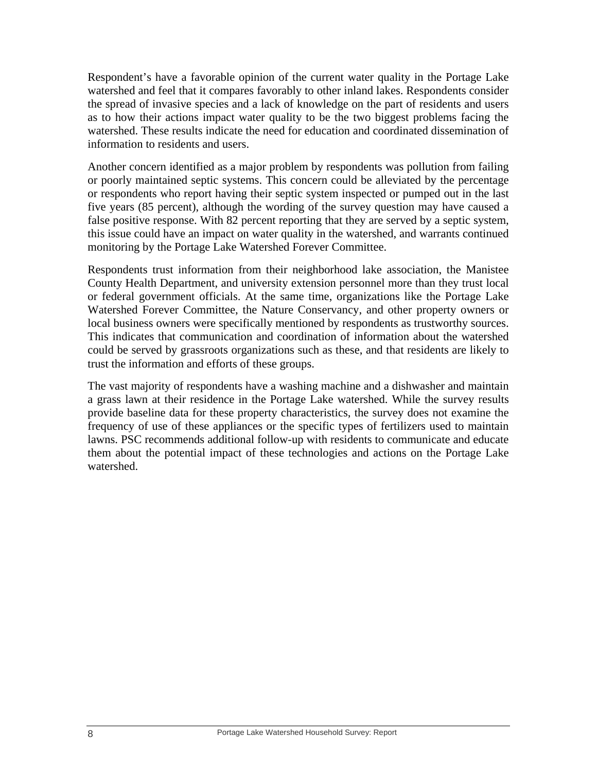Respondent's have a favorable opinion of the current water quality in the Portage Lake watershed and feel that it compares favorably to other inland lakes. Respondents consider the spread of invasive species and a lack of knowledge on the part of residents and users as to how their actions impact water quality to be the two biggest problems facing the watershed. These results indicate the need for education and coordinated dissemination of information to residents and users.

Another concern identified as a major problem by respondents was pollution from failing or poorly maintained septic systems. This concern could be alleviated by the percentage or respondents who report having their septic system inspected or pumped out in the last five years (85 percent), although the wording of the survey question may have caused a false positive response. With 82 percent reporting that they are served by a septic system, this issue could have an impact on water quality in the watershed, and warrants continued monitoring by the Portage Lake Watershed Forever Committee.

Respondents trust information from their neighborhood lake association, the Manistee County Health Department, and university extension personnel more than they trust local or federal government officials. At the same time, organizations like the Portage Lake Watershed Forever Committee, the Nature Conservancy, and other property owners or local business owners were specifically mentioned by respondents as trustworthy sources. This indicates that communication and coordination of information about the watershed could be served by grassroots organizations such as these, and that residents are likely to trust the information and efforts of these groups.

The vast majority of respondents have a washing machine and a dishwasher and maintain a grass lawn at their residence in the Portage Lake watershed. While the survey results provide baseline data for these property characteristics, the survey does not examine the frequency of use of these appliances or the specific types of fertilizers used to maintain lawns. PSC recommends additional follow-up with residents to communicate and educate them about the potential impact of these technologies and actions on the Portage Lake watershed.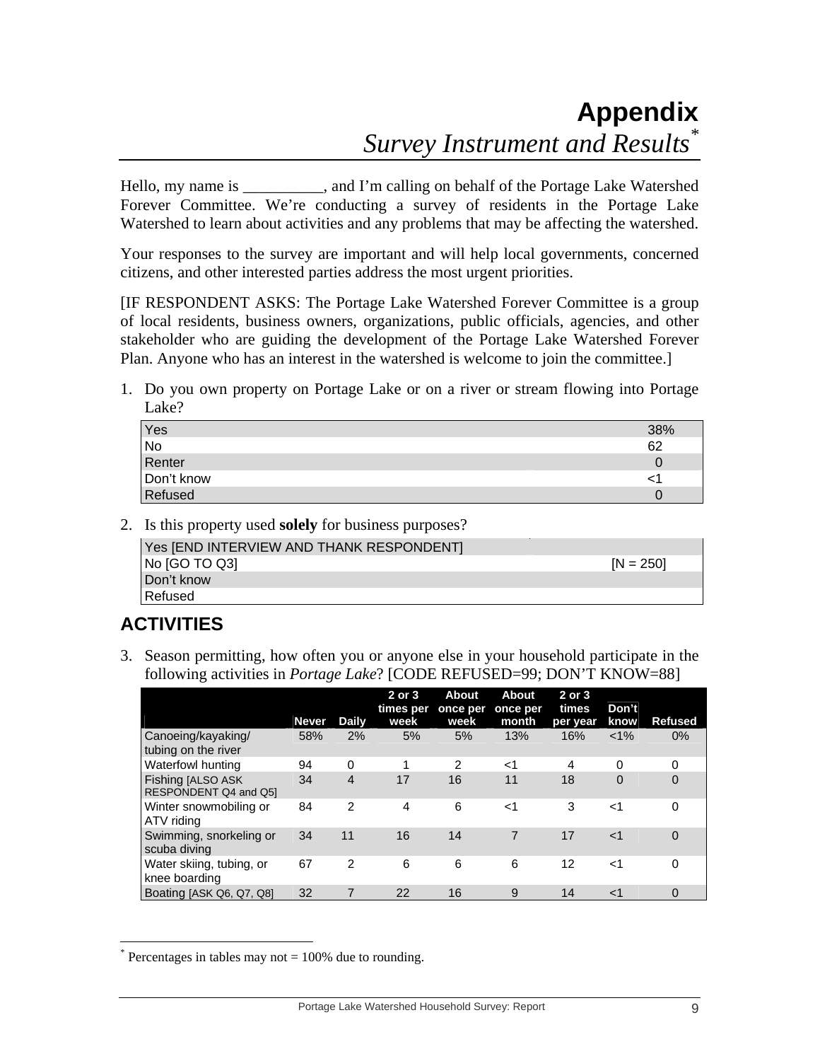# Appendix

## *Survey Instrument and Results*[*]

Hello, my name is __________, and I'm calling on behalf of the Portage Lake Watershed Forever Committee. We're conducting a survey of residents in the Portage Lake Watershed to learn about activities and any problems that may be affecting the watershed.

Your responses to the survey are important and will help local governments, concerned citizens, and other interested parties address the most urgent priorities.

[IF RESPONDENT ASKS: The Portage Lake Watershed Forever Committee is a group of local residents, business owners, organizations, public officials, agencies, and other stakeholder who are guiding the development of the Portage Lake Watershed Forever Plan. Anyone who has an interest in the watershed is welcome to join the committee.]

1. Do you own property on Portage Lake or on a river or stream flowing into Portage Lake?

| | |
|---|---|
| Yes | 38% |
| No | 62 |
| Renter | 0 |
| Don't know | <1 |
| Refused | 0 |

2. Is this property used **solely** for business purposes?

| | |
|---|---|
| Yes [END INTERVIEW AND THANK RESPONDENT] | |
| No [GO TO Q3] | [N = 250] |
| Don't know | |
| Refused | |

## ACTIVITIES

3. Season permitting, how often you or anyone else in your household participate in the following activities in *Portage Lake*? [CODE REFUSED=99; DON'T KNOW=88]

| | Never | Daily | 2 or 3 times per week | About once per week | About once per month | 2 or 3 times per year | Don't know | Refused |
|---|---|---|---|---|---|---|---|---|
| Canoeing/kayaking/ tubing on the river | 58% | 2% | 5% | 5% | 13% | 16% | <1% | 0% |
| Waterfowl hunting | 94 | 0 | 1 | 2 | <1 | 4 | 0 | 0 |
| Fishing [ALSO ASK RESPONDENT Q4 and Q5] | 34 | 4 | 17 | 16 | 11 | 18 | 0 | 0 |
| Winter snowmobiling or ATV riding | 84 | 2 | 4 | 6 | <1 | 3 | <1 | 0 |
| Swimming, snorkeling or scuba diving | 34 | 11 | 16 | 14 | 7 | 17 | <1 | 0 |
| Water skiing, tubing, or knee boarding | 67 | 2 | 6 | 6 | 6 | 12 | <1 | 0 |
| Boating [ASK Q6, Q7, Q8] | 32 | 7 | 22 | 16 | 9 | 14 | <1 | 0 |

[*] Percentages in tables may not = 100% due to rounding.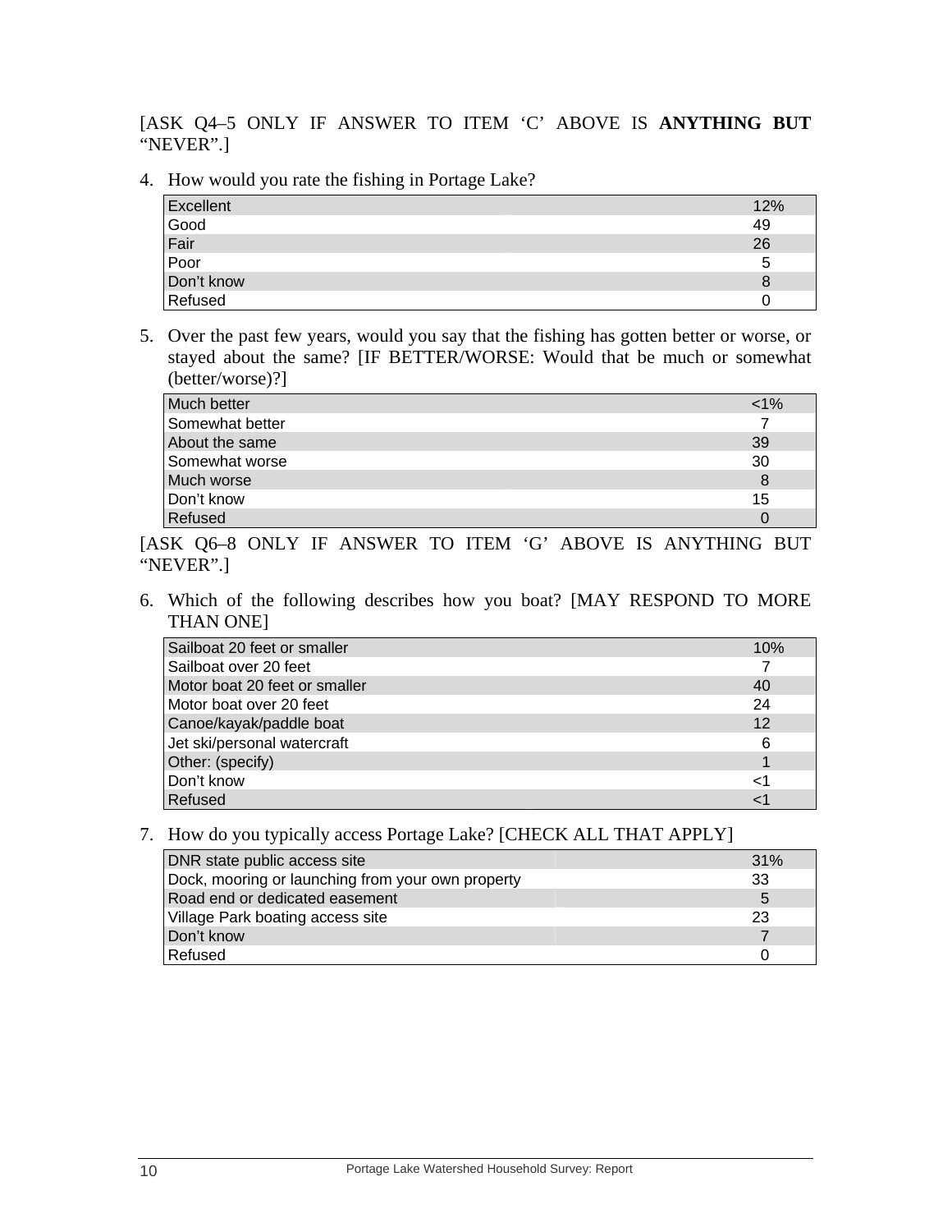[ASK Q4–5 ONLY IF ANSWER TO ITEM ‘C’ ABOVE IS **ANYTHING BUT** “NEVER”.]

4. How would you rate the fishing in Portage Lake?

| | |
|---|---|
| Excellent | 12% |
| Good | 49 |
| Fair | 26 |
| Poor | 5 |
| Don’t know | 8 |
| Refused | 0 |

5. Over the past few years, would you say that the fishing has gotten better or worse, or stayed about the same? [IF BETTER/WORSE: Would that be much or somewhat (better/worse)?]

| | |
|---|---|
| Much better | <1% |
| Somewhat better | 7 |
| About the same | 39 |
| Somewhat worse | 30 |
| Much worse | 8 |
| Don’t know | 15 |
| Refused | 0 |

[ASK Q6–8 ONLY IF ANSWER TO ITEM ‘G’ ABOVE IS ANYTHING BUT “NEVER”.]

6. Which of the following describes how you boat? [MAY RESPOND TO MORE THAN ONE]

| | |
|---|---|
| Sailboat 20 feet or smaller | 10% |
| Sailboat over 20 feet | 7 |
| Motor boat 20 feet or smaller | 40 |
| Motor boat over 20 feet | 24 |
| Canoe/kayak/paddle boat | 12 |
| Jet ski/personal watercraft | 6 |
| Other: (specify) | 1 |
| Don’t know | <1 |
| Refused | <1 |

7. How do you typically access Portage Lake? [CHECK ALL THAT APPLY]

| | |
|---|---|
| DNR state public access site | 31% |
| Dock, mooring or launching from your own property | 33 |
| Road end or dedicated easement | 5 |
| Village Park boating access site | 23 |
| Don’t know | 7 |
| Refused | 0 |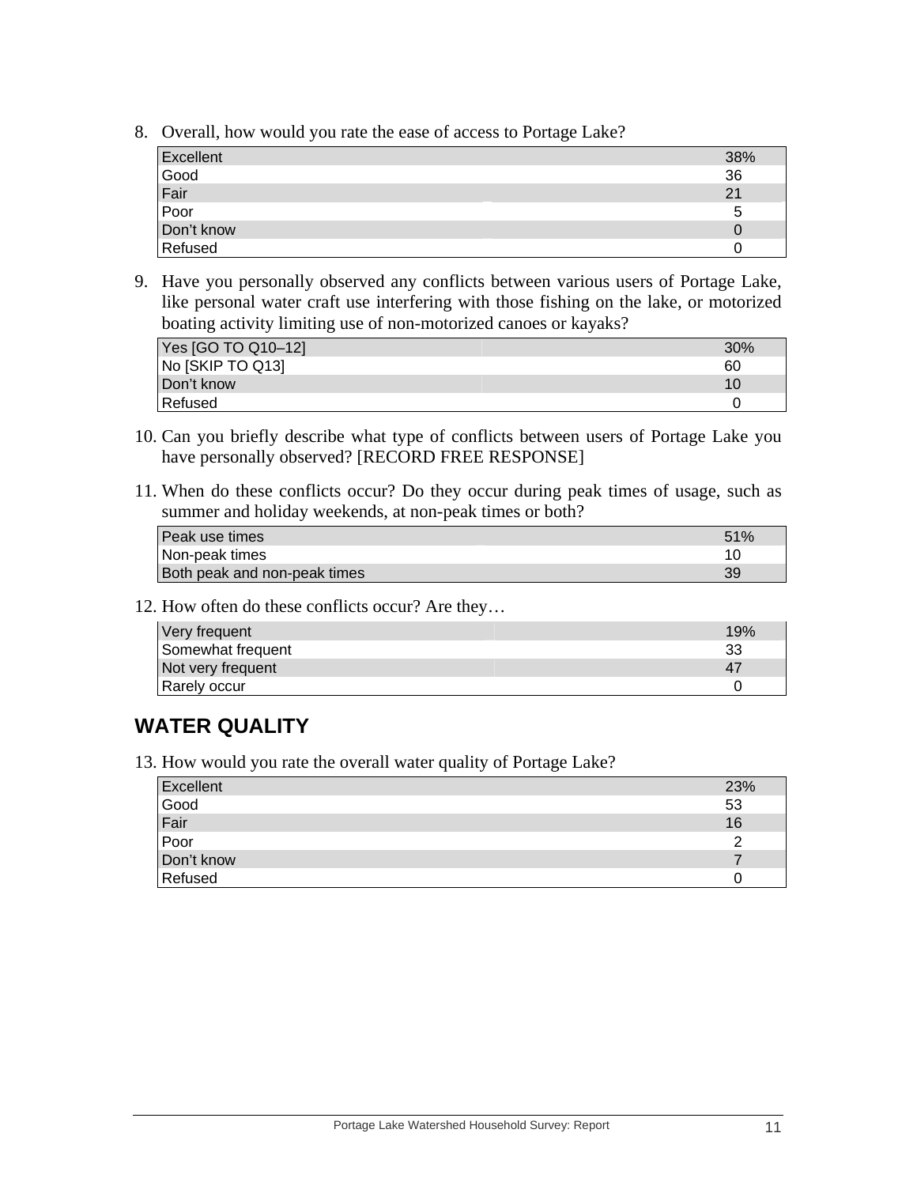8. Overall, how would you rate the ease of access to Portage Lake?

| | |
|---|---|
| Excellent | 38% |
| Good | 36 |
| Fair | 21 |
| Poor | 5 |
| Don't know | 0 |
| Refused | 0 |

9. Have you personally observed any conflicts between various users of Portage Lake, like personal water craft use interfering with those fishing on the lake, or motorized boating activity limiting use of non-motorized canoes or kayaks?

| | |
|---|---|
| Yes [GO TO Q10–12] | 30% |
| No [SKIP TO Q13] | 60 |
| Don't know | 10 |
| Refused | 0 |

10. Can you briefly describe what type of conflicts between users of Portage Lake you have personally observed? [RECORD FREE RESPONSE]

11. When do these conflicts occur? Do they occur during peak times of usage, such as summer and holiday weekends, at non-peak times or both?

| | |
|---|---|
| Peak use times | 51% |
| Non-peak times | 10 |
| Both peak and non-peak times | 39 |

12. How often do these conflicts occur? Are they…

| | |
|---|---|
| Very frequent | 19% |
| Somewhat frequent | 33 |
| Not very frequent | 47 |
| Rarely occur | 0 |

## WATER QUALITY

13. How would you rate the overall water quality of Portage Lake?

| | |
|---|---|
| Excellent | 23% |
| Good | 53 |
| Fair | 16 |
| Poor | 2 |
| Don't know | 7 |
| Refused | 0 |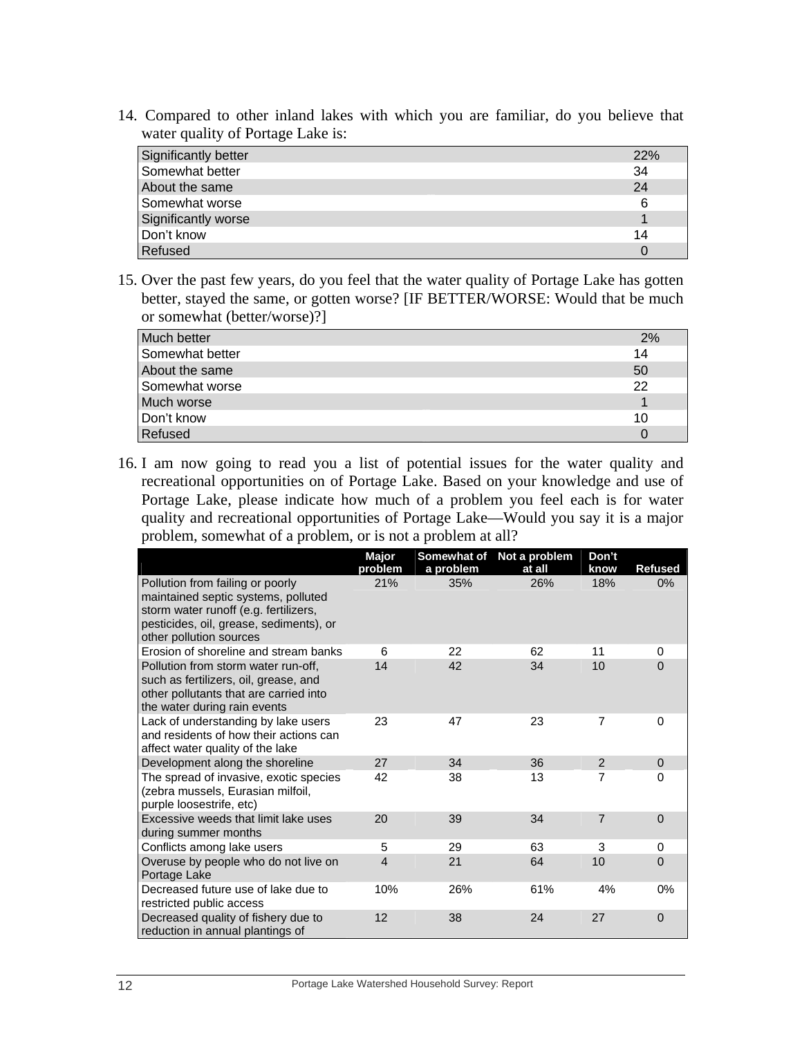14. Compared to other inland lakes with which you are familiar, do you believe that water quality of Portage Lake is:

| | |
|---|---|
| Significantly better | 22% |
| Somewhat better | 34 |
| About the same | 24 |
| Somewhat worse | 6 |
| Significantly worse | 1 |
| Don't know | 14 |
| Refused | 0 |

15. Over the past few years, do you feel that the water quality of Portage Lake has gotten better, stayed the same, or gotten worse? [IF BETTER/WORSE: Would that be much or somewhat (better/worse)?]

| | |
|---|---|
| Much better | 2% |
| Somewhat better | 14 |
| About the same | 50 |
| Somewhat worse | 22 |
| Much worse | 1 |
| Don't know | 10 |
| Refused | 0 |

16. I am now going to read you a list of potential issues for the water quality and recreational opportunities on of Portage Lake. Based on your knowledge and use of Portage Lake, please indicate how much of a problem you feel each is for water quality and recreational opportunities of Portage Lake—Would you say it is a major problem, somewhat of a problem, or is not a problem at all?

| | Major problem | Somewhat of a problem | Not a problem at all | Don't know | Refused |
|---|---|---|---|---|---|
| Pollution from failing or poorly maintained septic systems, polluted storm water runoff (e.g. fertilizers, pesticides, oil, grease, sediments), or other pollution sources | 21% | 35% | 26% | 18% | 0% |
| Erosion of shoreline and stream banks | 6 | 22 | 62 | 11 | 0 |
| Pollution from storm water run-off, such as fertilizers, oil, grease, and other pollutants that are carried into the water during rain events | 14 | 42 | 34 | 10 | 0 |
| Lack of understanding by lake users and residents of how their actions can affect water quality of the lake | 23 | 47 | 23 | 7 | 0 |
| Development along the shoreline | 27 | 34 | 36 | 2 | 0 |
| The spread of invasive, exotic species (zebra mussels, Eurasian milfoil, purple loosestrife, etc) | 42 | 38 | 13 | 7 | 0 |
| Excessive weeds that limit lake uses during summer months | 20 | 39 | 34 | 7 | 0 |
| Conflicts among lake users | 5 | 29 | 63 | 3 | 0 |
| Overuse by people who do not live on Portage Lake | 4 | 21 | 64 | 10 | 0 |
| Decreased future use of lake due to restricted public access | 10% | 26% | 61% | 4% | 0% |
| Decreased quality of fishery due to reduction in annual plantings of | 12 | 38 | 24 | 27 | 0 |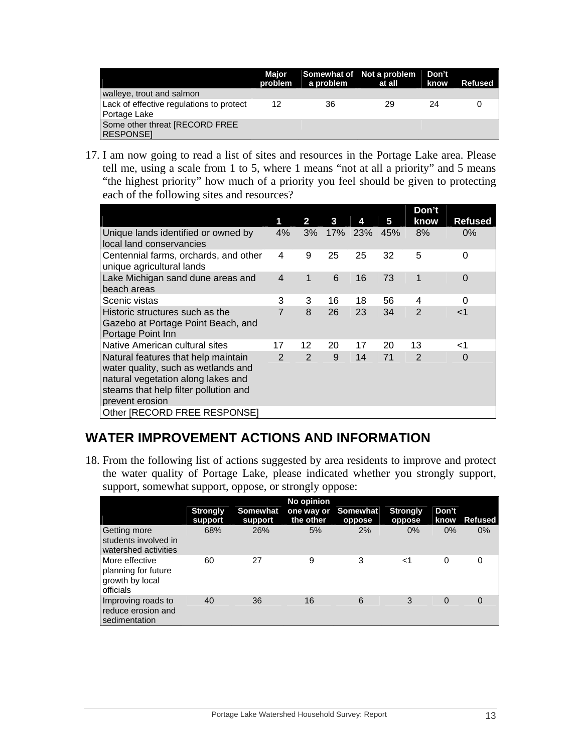| | Major problem | Somewhat of a problem | Not a problem at all | Don't know | Refused |
|---|---|---|---|---|---|
| walleye, trout and salmon | | | | | |
| Lack of effective regulations to protect Portage Lake | 12 | 36 | 29 | 24 | 0 |
| Some other threat [RECORD FREE RESPONSE] | | | | | |

17. I am now going to read a list of sites and resources in the Portage Lake area. Please tell me, using a scale from 1 to 5, where 1 means "not at all a priority" and 5 means "the highest priority" how much of a priority you feel should be given to protecting each of the following sites and resources?

| | 1 | 2 | 3 | 4 | 5 | Don't know | Refused |
|---|---|---|---|---|---|---|---|
| Unique lands identified or owned by local land conservancies | 4% | 3% | 17% | 23% | 45% | 8% | 0% |
| Centennial farms, orchards, and other unique agricultural lands | 4 | 9 | 25 | 25 | 32 | 5 | 0 |
| Lake Michigan sand dune areas and beach areas | 4 | 1 | 6 | 16 | 73 | 1 | 0 |
| Scenic vistas | 3 | 3 | 16 | 18 | 56 | 4 | 0 |
| Historic structures such as the Gazebo at Portage Point Beach, and Portage Point Inn | 7 | 8 | 26 | 23 | 34 | 2 | <1 |
| Native American cultural sites | 17 | 12 | 20 | 17 | 20 | 13 | <1 |
| Natural features that help maintain water quality, such as wetlands and natural vegetation along lakes and steams that help filter pollution and prevent erosion | 2 | 2 | 9 | 14 | 71 | 2 | 0 |
| Other [RECORD FREE RESPONSE] | | | | | | | |

## WATER IMPROVEMENT ACTIONS AND INFORMATION

18. From the following list of actions suggested by area residents to improve and protect the water quality of Portage Lake, please indicated whether you strongly support, support, somewhat support, oppose, or strongly oppose:

| | Strongly support | Somewhat support | No opinion one way or the other | Somewhat oppose | Strongly oppose | Don't know | Refused |
|---|---|---|---|---|---|---|---|
| Getting more students involved in watershed activities | 68% | 26% | 5% | 2% | 0% | 0% | 0% |
| More effective planning for future growth by local officials | 60 | 27 | 9 | 3 | <1 | 0 | 0 |
| Improving roads to reduce erosion and sedimentation | 40 | 36 | 16 | 6 | 3 | 0 | 0 |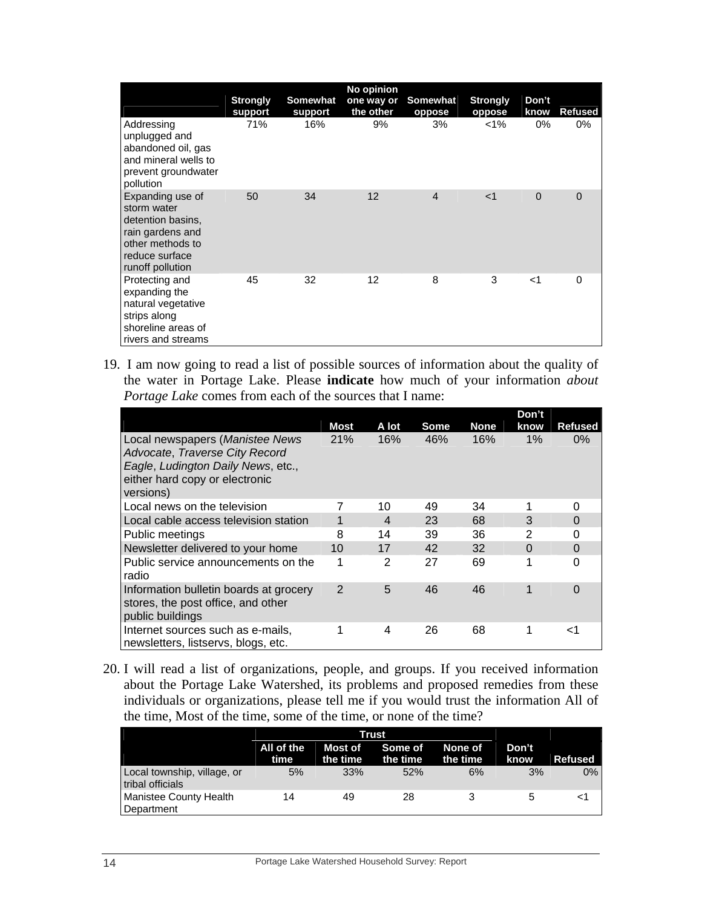| | Strongly support | Somewhat support | No opinion one way or the other | Somewhat oppose | Strongly oppose | Don't know | Refused |
|---|---|---|---|---|---|---|---|
| Addressing unplugged and abandoned oil, gas and mineral wells to prevent groundwater pollution | 71% | 16% | 9% | 3% | <1% | 0% | 0% |
| Expanding use of storm water detention basins, rain gardens and other methods to reduce surface runoff pollution | 50 | 34 | 12 | 4 | <1 | 0 | 0 |
| Protecting and expanding the natural vegetative strips along shoreline areas of rivers and streams | 45 | 32 | 12 | 8 | 3 | <1 | 0 |

19. I am now going to read a list of possible sources of information about the quality of the water in Portage Lake. Please **indicate** how much of your information *about Portage Lake* comes from each of the sources that I name:

| | Most | A lot | Some | None | Don't know | Refused |
|---|---|---|---|---|---|---|
| Local newspapers (*Manistee News Advocate*, *Traverse City Record Eagle*, *Ludington Daily News*, etc., either hard copy or electronic versions) | 21% | 16% | 46% | 16% | 1% | 0% |
| Local news on the television | 7 | 10 | 49 | 34 | 1 | 0 |
| Local cable access television station | 1 | 4 | 23 | 68 | 3 | 0 |
| Public meetings | 8 | 14 | 39 | 36 | 2 | 0 |
| Newsletter delivered to your home | 10 | 17 | 42 | 32 | 0 | 0 |
| Public service announcements on the radio | 1 | 2 | 27 | 69 | 1 | 0 |
| Information bulletin boards at grocery stores, the post office, and other public buildings | 2 | 5 | 46 | 46 | 1 | 0 |
| Internet sources such as e-mails, newsletters, listservs, blogs, etc. | 1 | 4 | 26 | 68 | 1 | <1 |

20. I will read a list of organizations, people, and groups. If you received information about the Portage Lake Watershed, its problems and proposed remedies from these individuals or organizations, please tell me if you would trust the information All of the time, Most of the time, some of the time, or none of the time?

| | Trust | | | | | |
|---|---|---|---|---|---|---|
| | All of the time | Most of the time | Some of the time | None of the time | Don't know | Refused |
| Local township, village, or tribal officials | 5% | 33% | 52% | 6% | 3% | 0% |
| Manistee County Health Department | 14 | 49 | 28 | 3 | 5 | <1 |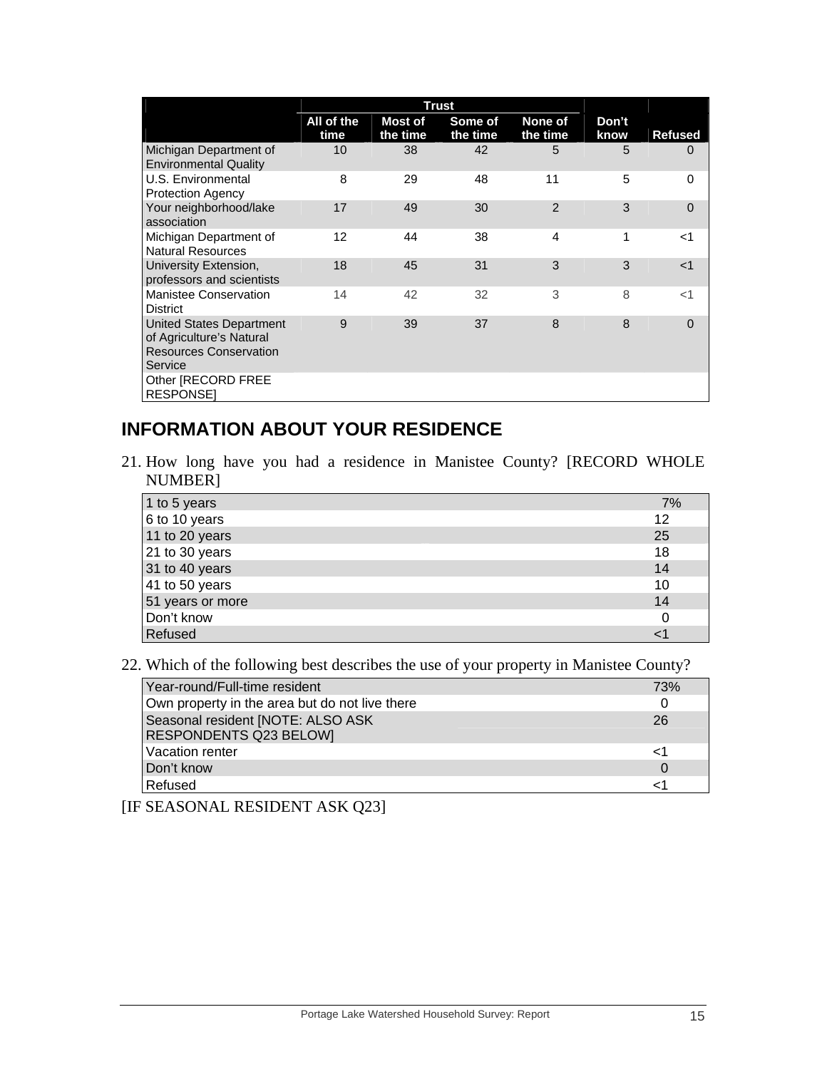| | Trust | | | | | |
|---|---|---|---|---|---|---|
| | All of the time | Most of the time | Some of the time | None of the time | Don't know | Refused |
| Michigan Department of Environmental Quality | 10 | 38 | 42 | 5 | 5 | 0 |
| U.S. Environmental Protection Agency | 8 | 29 | 48 | 11 | 5 | 0 |
| Your neighborhood/lake association | 17 | 49 | 30 | 2 | 3 | 0 |
| Michigan Department of Natural Resources | 12 | 44 | 38 | 4 | 1 | <1 |
| University Extension, professors and scientists | 18 | 45 | 31 | 3 | 3 | <1 |
| Manistee Conservation District | 14 | 42 | 32 | 3 | 8 | <1 |
| United States Department of Agriculture's Natural Resources Conservation Service | 9 | 39 | 37 | 8 | 8 | 0 |
| Other [RECORD FREE RESPONSE] | | | | | | |

## INFORMATION ABOUT YOUR RESIDENCE

21. How long have you had a residence in Manistee County? [RECORD WHOLE NUMBER]

| | |
|---|---|
| 1 to 5 years | 7% |
| 6 to 10 years | 12 |
| 11 to 20 years | 25 |
| 21 to 30 years | 18 |
| 31 to 40 years | 14 |
| 41 to 50 years | 10 |
| 51 years or more | 14 |
| Don't know | 0 |
| Refused | <1 |

22. Which of the following best describes the use of your property in Manistee County?

| | |
|---|---|
| Year-round/Full-time resident | 73% |
| Own property in the area but do not live there | 0 |
| Seasonal resident [NOTE: ALSO ASK RESPONDENTS Q23 BELOW] | 26 |
| Vacation renter | <1 |
| Don't know | 0 |
| Refused | <1 |

[IF SEASONAL RESIDENT ASK Q23]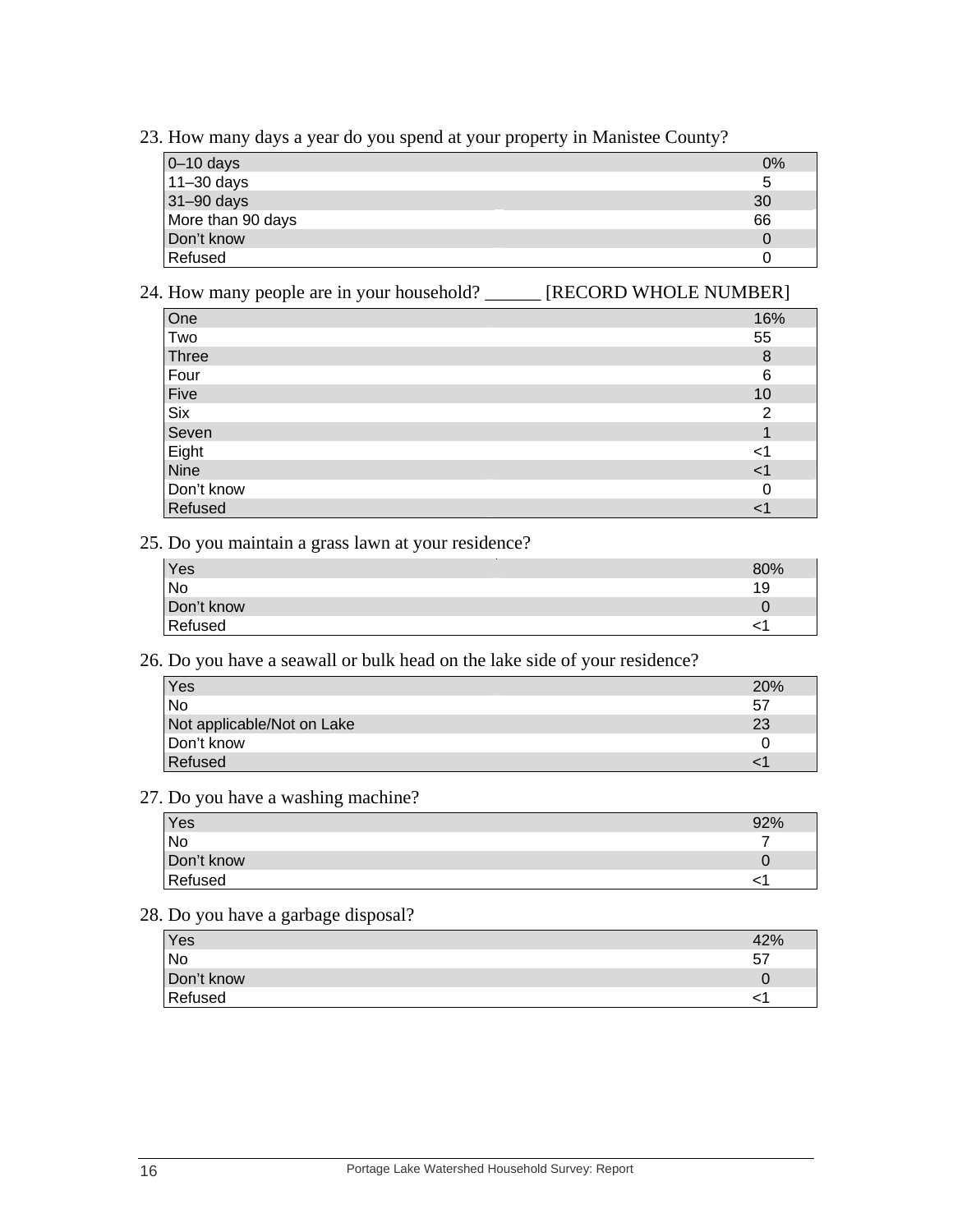23. How many days a year do you spend at your property in Manistee County?

| | |
|---|---|
| 0–10 days | 0% |
| 11–30 days | 5 |
| 31–90 days | 30 |
| More than 90 days | 66 |
| Don't know | 0 |
| Refused | 0 |

24. How many people are in your household? ______ [RECORD WHOLE NUMBER]

| | |
|---|---|
| One | 16% |
| Two | 55 |
| Three | 8 |
| Four | 6 |
| Five | 10 |
| Six | 2 |
| Seven | 1 |
| Eight | <1 |
| Nine | <1 |
| Don't know | 0 |
| Refused | <1 |

25. Do you maintain a grass lawn at your residence?

| | |
|---|---|
| Yes | 80% |
| No | 19 |
| Don't know | 0 |
| Refused | <1 |

26. Do you have a seawall or bulk head on the lake side of your residence?

| | |
|---|---|
| Yes | 20% |
| No | 57 |
| Not applicable/Not on Lake | 23 |
| Don't know | 0 |
| Refused | <1 |

27. Do you have a washing machine?

| | |
|---|---|
| Yes | 92% |
| No | 7 |
| Don't know | 0 |
| Refused | <1 |

28. Do you have a garbage disposal?

| | |
|---|---|
| Yes | 42% |
| No | 57 |
| Don't know | 0 |
| Refused | <1 |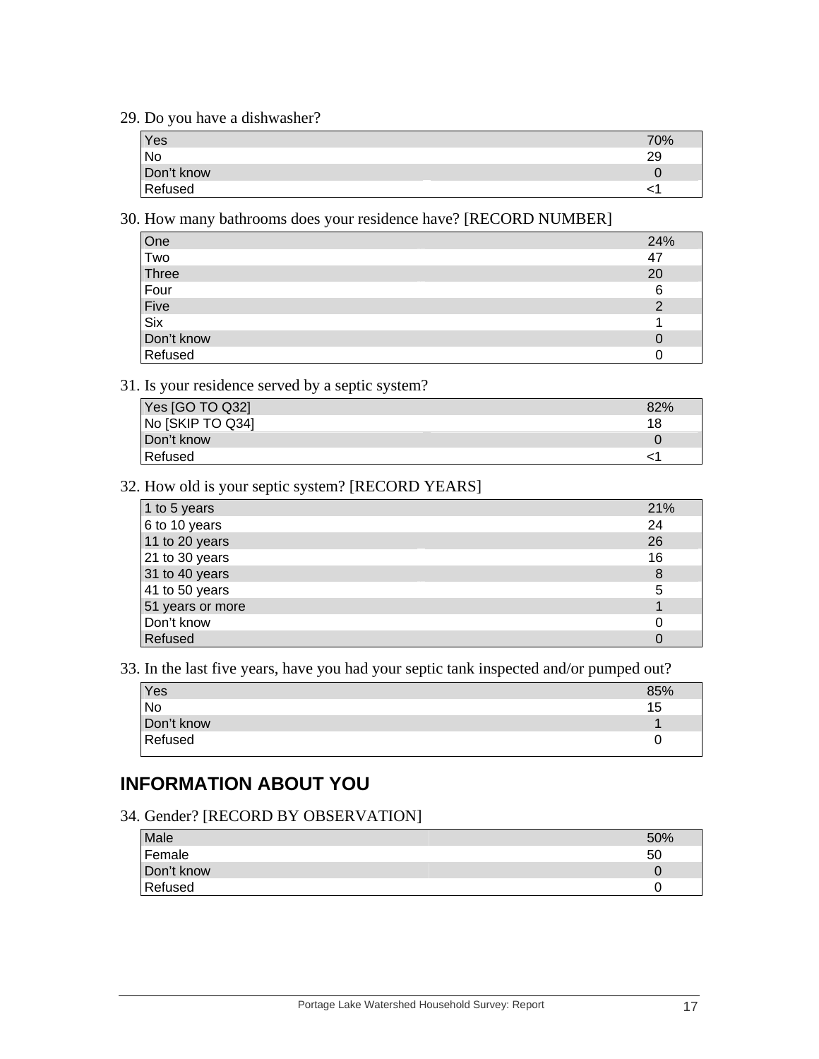29. Do you have a dishwasher?

| | |
|---|---|
| Yes | 70% |
| No | 29 |
| Don't know | 0 |
| Refused | <1 |

30. How many bathrooms does your residence have? [RECORD NUMBER]

| | |
|---|---|
| One | 24% |
| Two | 47 |
| Three | 20 |
| Four | 6 |
| Five | 2 |
| Six | 1 |
| Don't know | 0 |
| Refused | 0 |

31. Is your residence served by a septic system?

| | |
|---|---|
| Yes [GO TO Q32] | 82% |
| No [SKIP TO Q34] | 18 |
| Don't know | 0 |
| Refused | <1 |

32. How old is your septic system? [RECORD YEARS]

| | |
|---|---|
| 1 to 5 years | 21% |
| 6 to 10 years | 24 |
| 11 to 20 years | 26 |
| 21 to 30 years | 16 |
| 31 to 40 years | 8 |
| 41 to 50 years | 5 |
| 51 years or more | 1 |
| Don't know | 0 |
| Refused | 0 |

33. In the last five years, have you had your septic tank inspected and/or pumped out?

| | |
|---|---|
| Yes | 85% |
| No | 15 |
| Don't know | 1 |
| Refused | 0 |

## INFORMATION ABOUT YOU

34. Gender? [RECORD BY OBSERVATION]

| | |
|---|---|
| Male | 50% |
| Female | 50 |
| Don't know | 0 |
| Refused | 0 |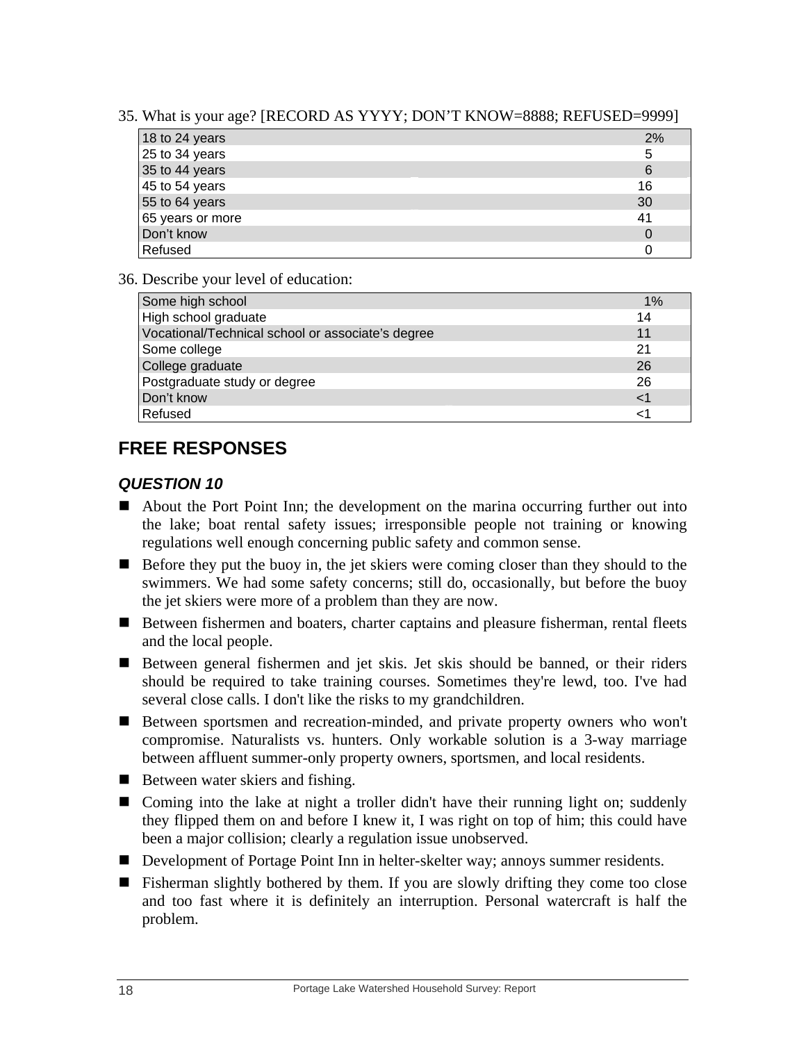35. What is your age? [RECORD AS YYYY; DON'T KNOW=8888; REFUSED=9999]

| | |
|---|---|
| 18 to 24 years | 2% |
| 25 to 34 years | 5 |
| 35 to 44 years | 6 |
| 45 to 54 years | 16 |
| 55 to 64 years | 30 |
| 65 years or more | 41 |
| Don't know | 0 |
| Refused | 0 |

36. Describe your level of education:

| | |
|---|---|
| Some high school | 1% |
| High school graduate | 14 |
| Vocational/Technical school or associate's degree | 11 |
| Some college | 21 |
| College graduate | 26 |
| Postgraduate study or degree | 26 |
| Don't know | <1 |
| Refused | <1 |

## FREE RESPONSES

### *QUESTION 10*

- About the Port Point Inn; the development on the marina occurring further out into the lake; boat rental safety issues; irresponsible people not training or knowing regulations well enough concerning public safety and common sense.
- Before they put the buoy in, the jet skiers were coming closer than they should to the swimmers. We had some safety concerns; still do, occasionally, but before the buoy the jet skiers were more of a problem than they are now.
- Between fishermen and boaters, charter captains and pleasure fisherman, rental fleets and the local people.
- Between general fishermen and jet skis. Jet skis should be banned, or their riders should be required to take training courses. Sometimes they're lewd, too. I've had several close calls. I don't like the risks to my grandchildren.
- Between sportsmen and recreation-minded, and private property owners who won't compromise. Naturalists vs. hunters. Only workable solution is a 3-way marriage between affluent summer-only property owners, sportsmen, and local residents.
- Between water skiers and fishing.
- Coming into the lake at night a troller didn't have their running light on; suddenly they flipped them on and before I knew it, I was right on top of him; this could have been a major collision; clearly a regulation issue unobserved.
- Development of Portage Point Inn in helter-skelter way; annoys summer residents.
- Fisherman slightly bothered by them. If you are slowly drifting they come too close and too fast where it is definitely an interruption. Personal watercraft is half the problem.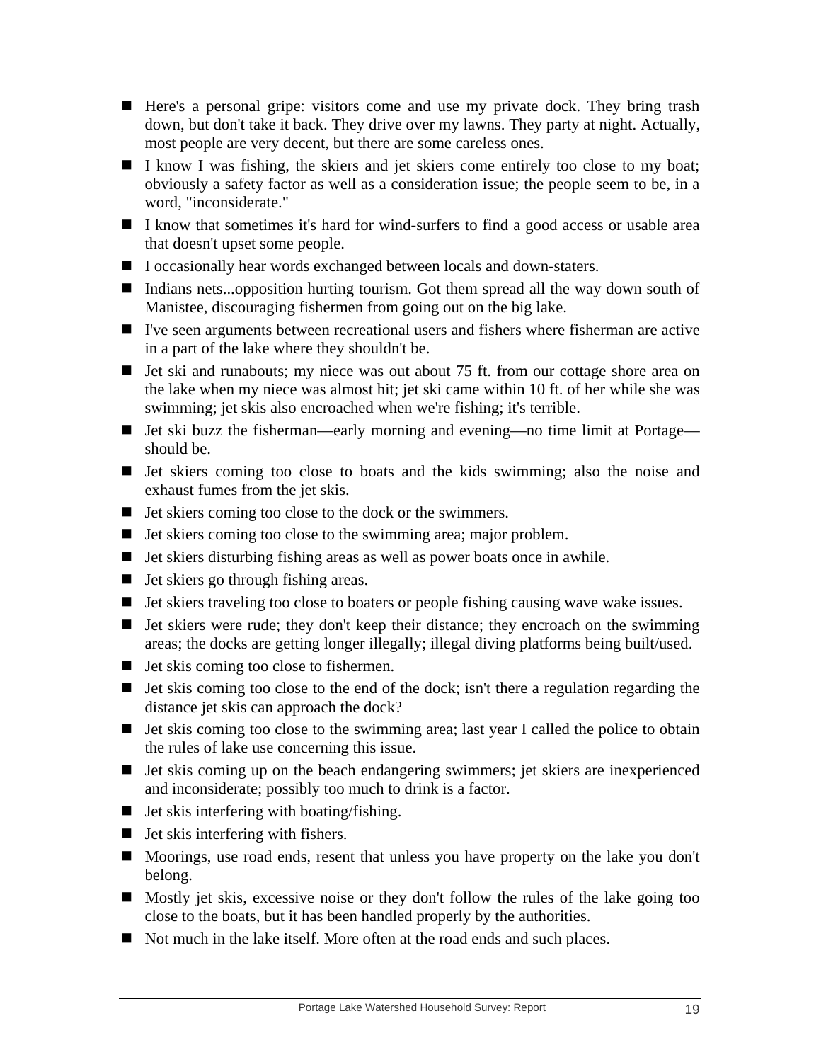- Here's a personal gripe: visitors come and use my private dock. They bring trash down, but don't take it back. They drive over my lawns. They party at night. Actually, most people are very decent, but there are some careless ones.
- I know I was fishing, the skiers and jet skiers come entirely too close to my boat; obviously a safety factor as well as a consideration issue; the people seem to be, in a word, "inconsiderate."
- I know that sometimes it's hard for wind-surfers to find a good access or usable area that doesn't upset some people.
- I occasionally hear words exchanged between locals and down-staters.
- Indians nets...opposition hurting tourism. Got them spread all the way down south of Manistee, discouraging fishermen from going out on the big lake.
- I've seen arguments between recreational users and fishers where fisherman are active in a part of the lake where they shouldn't be.
- Jet ski and runabouts; my niece was out about 75 ft. from our cottage shore area on the lake when my niece was almost hit; jet ski came within 10 ft. of her while she was swimming; jet skis also encroached when we're fishing; it's terrible.
- Jet ski buzz the fisherman—early morning and evening—no time limit at Portage—should be.
- Jet skiers coming too close to boats and the kids swimming; also the noise and exhaust fumes from the jet skis.
- Jet skiers coming too close to the dock or the swimmers.
- Jet skiers coming too close to the swimming area; major problem.
- Jet skiers disturbing fishing areas as well as power boats once in awhile.
- Jet skiers go through fishing areas.
- Jet skiers traveling too close to boaters or people fishing causing wave wake issues.
- Jet skiers were rude; they don't keep their distance; they encroach on the swimming areas; the docks are getting longer illegally; illegal diving platforms being built/used.
- Jet skis coming too close to fishermen.
- Jet skis coming too close to the end of the dock; isn't there a regulation regarding the distance jet skis can approach the dock?
- Jet skis coming too close to the swimming area; last year I called the police to obtain the rules of lake use concerning this issue.
- Jet skis coming up on the beach endangering swimmers; jet skiers are inexperienced and inconsiderate; possibly too much to drink is a factor.
- Jet skis interfering with boating/fishing.
- Jet skis interfering with fishers.
- Moorings, use road ends, resent that unless you have property on the lake you don't belong.
- Mostly jet skis, excessive noise or they don't follow the rules of the lake going too close to the boats, but it has been handled properly by the authorities.
- Not much in the lake itself. More often at the road ends and such places.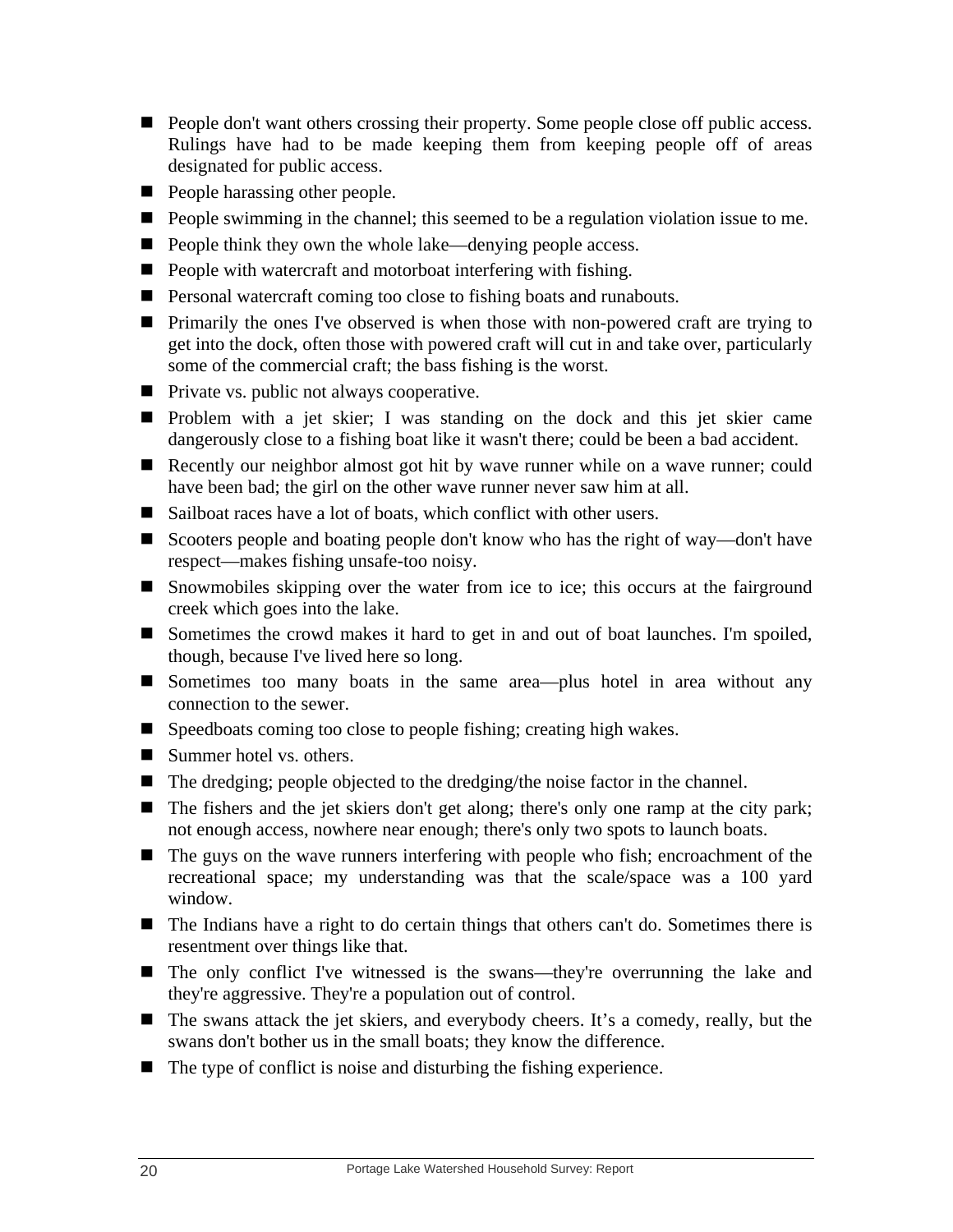- People don't want others crossing their property. Some people close off public access. Rulings have had to be made keeping them from keeping people off of areas designated for public access.
- People harassing other people.
- People swimming in the channel; this seemed to be a regulation violation issue to me.
- People think they own the whole lake—denying people access.
- People with watercraft and motorboat interfering with fishing.
- Personal watercraft coming too close to fishing boats and runabouts.
- Primarily the ones I've observed is when those with non-powered craft are trying to get into the dock, often those with powered craft will cut in and take over, particularly some of the commercial craft; the bass fishing is the worst.
- Private vs. public not always cooperative.
- Problem with a jet skier; I was standing on the dock and this jet skier came dangerously close to a fishing boat like it wasn't there; could be been a bad accident.
- Recently our neighbor almost got hit by wave runner while on a wave runner; could have been bad; the girl on the other wave runner never saw him at all.
- Sailboat races have a lot of boats, which conflict with other users.
- Scooters people and boating people don't know who has the right of way—don't have respect—makes fishing unsafe-too noisy.
- Snowmobiles skipping over the water from ice to ice; this occurs at the fairground creek which goes into the lake.
- Sometimes the crowd makes it hard to get in and out of boat launches. I'm spoiled, though, because I've lived here so long.
- Sometimes too many boats in the same area—plus hotel in area without any connection to the sewer.
- Speedboats coming too close to people fishing; creating high wakes.
- Summer hotel vs. others.
- The dredging; people objected to the dredging/the noise factor in the channel.
- The fishers and the jet skiers don't get along; there's only one ramp at the city park; not enough access, nowhere near enough; there's only two spots to launch boats.
- The guys on the wave runners interfering with people who fish; encroachment of the recreational space; my understanding was that the scale/space was a 100 yard window.
- The Indians have a right to do certain things that others can't do. Sometimes there is resentment over things like that.
- The only conflict I've witnessed is the swans—they're overrunning the lake and they're aggressive. They're a population out of control.
- The swans attack the jet skiers, and everybody cheers. It's a comedy, really, but the swans don't bother us in the small boats; they know the difference.
- The type of conflict is noise and disturbing the fishing experience.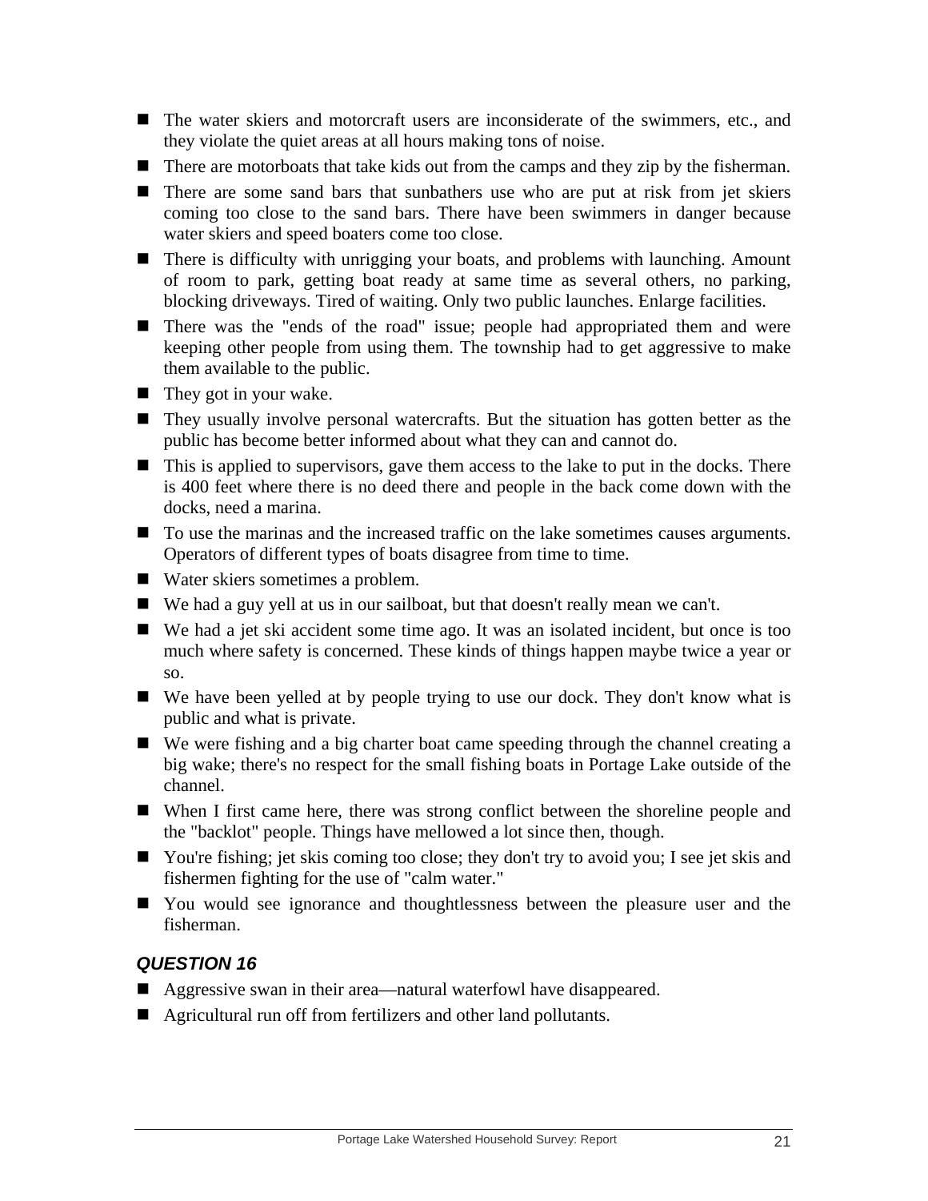- The water skiers and motorcraft users are inconsiderate of the swimmers, etc., and they violate the quiet areas at all hours making tons of noise.
- There are motorboats that take kids out from the camps and they zip by the fisherman.
- There are some sand bars that sunbathers use who are put at risk from jet skiers coming too close to the sand bars. There have been swimmers in danger because water skiers and speed boaters come too close.
- There is difficulty with unrigging your boats, and problems with launching. Amount of room to park, getting boat ready at same time as several others, no parking, blocking driveways. Tired of waiting. Only two public launches. Enlarge facilities.
- There was the "ends of the road" issue; people had appropriated them and were keeping other people from using them. The township had to get aggressive to make them available to the public.
- They got in your wake.
- They usually involve personal watercrafts. But the situation has gotten better as the public has become better informed about what they can and cannot do.
- This is applied to supervisors, gave them access to the lake to put in the docks. There is 400 feet where there is no deed there and people in the back come down with the docks, need a marina.
- To use the marinas and the increased traffic on the lake sometimes causes arguments. Operators of different types of boats disagree from time to time.
- Water skiers sometimes a problem.
- We had a guy yell at us in our sailboat, but that doesn't really mean we can't.
- We had a jet ski accident some time ago. It was an isolated incident, but once is too much where safety is concerned. These kinds of things happen maybe twice a year or so.
- We have been yelled at by people trying to use our dock. They don't know what is public and what is private.
- We were fishing and a big charter boat came speeding through the channel creating a big wake; there's no respect for the small fishing boats in Portage Lake outside of the channel.
- When I first came here, there was strong conflict between the shoreline people and the "backlot" people. Things have mellowed a lot since then, though.
- You're fishing; jet skis coming too close; they don't try to avoid you; I see jet skis and fishermen fighting for the use of "calm water."
- You would see ignorance and thoughtlessness between the pleasure user and the fisherman.

### *QUESTION 16*

- Aggressive swan in their area—natural waterfowl have disappeared.
- Agricultural run off from fertilizers and other land pollutants.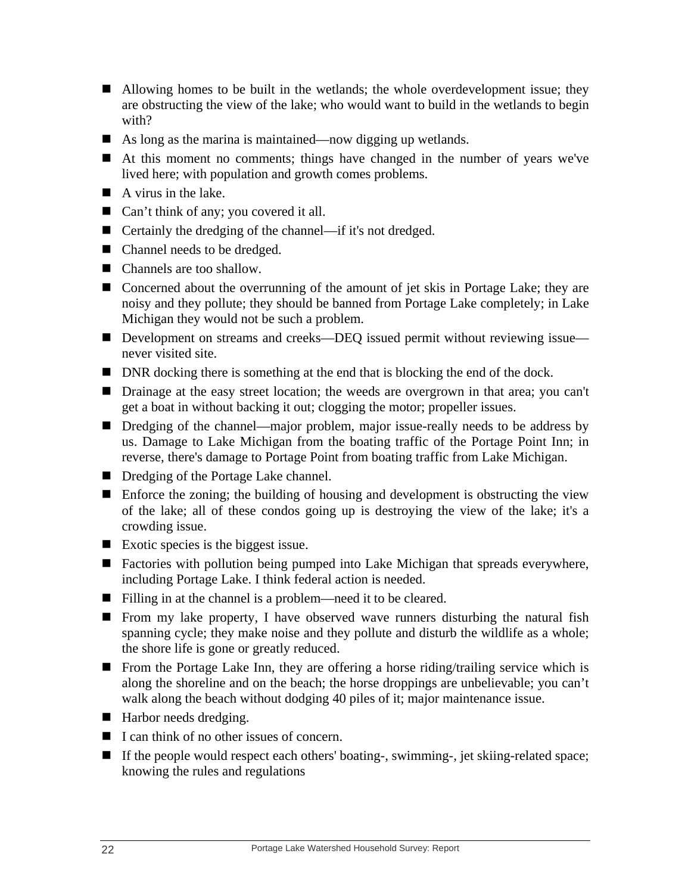- Allowing homes to be built in the wetlands; the whole overdevelopment issue; they are obstructing the view of the lake; who would want to build in the wetlands to begin with?
- As long as the marina is maintained—now digging up wetlands.
- At this moment no comments; things have changed in the number of years we've lived here; with population and growth comes problems.
- A virus in the lake.
- Can’t think of any; you covered it all.
- Certainly the dredging of the channel—if it's not dredged.
- Channel needs to be dredged.
- Channels are too shallow.
- Concerned about the overrunning of the amount of jet skis in Portage Lake; they are noisy and they pollute; they should be banned from Portage Lake completely; in Lake Michigan they would not be such a problem.
- Development on streams and creeks—DEQ issued permit without reviewing issue—never visited site.
- DNR docking there is something at the end that is blocking the end of the dock.
- Drainage at the easy street location; the weeds are overgrown in that area; you can't get a boat in without backing it out; clogging the motor; propeller issues.
- Dredging of the channel—major problem, major issue-really needs to be address by us. Damage to Lake Michigan from the boating traffic of the Portage Point Inn; in reverse, there's damage to Portage Point from boating traffic from Lake Michigan.
- Dredging of the Portage Lake channel.
- Enforce the zoning; the building of housing and development is obstructing the view of the lake; all of these condos going up is destroying the view of the lake; it's a crowding issue.
- Exotic species is the biggest issue.
- Factories with pollution being pumped into Lake Michigan that spreads everywhere, including Portage Lake. I think federal action is needed.
- Filling in at the channel is a problem—need it to be cleared.
- From my lake property, I have observed wave runners disturbing the natural fish spanning cycle; they make noise and they pollute and disturb the wildlife as a whole; the shore life is gone or greatly reduced.
- From the Portage Lake Inn, they are offering a horse riding/trailing service which is along the shoreline and on the beach; the horse droppings are unbelievable; you can’t walk along the beach without dodging 40 piles of it; major maintenance issue.
- Harbor needs dredging.
- I can think of no other issues of concern.
- If the people would respect each others' boating-, swimming-, jet skiing-related space; knowing the rules and regulations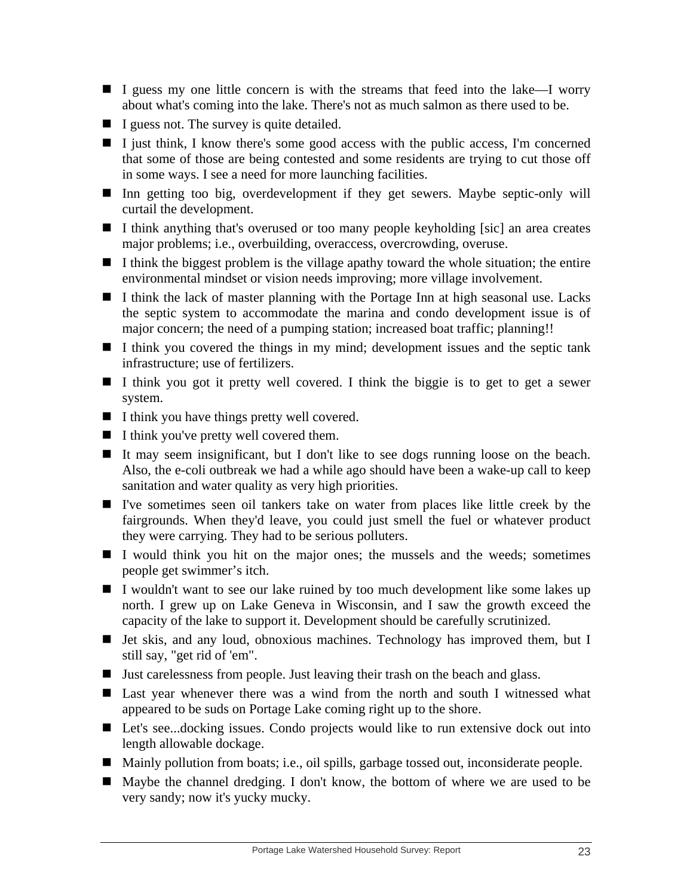- I guess my one little concern is with the streams that feed into the lake—I worry about what's coming into the lake. There's not as much salmon as there used to be.
- I guess not. The survey is quite detailed.
- I just think, I know there's some good access with the public access, I'm concerned that some of those are being contested and some residents are trying to cut those off in some ways. I see a need for more launching facilities.
- Inn getting too big, overdevelopment if they get sewers. Maybe septic-only will curtail the development.
- I think anything that's overused or too many people keyholding [sic] an area creates major problems; i.e., overbuilding, overaccess, overcrowding, overuse.
- I think the biggest problem is the village apathy toward the whole situation; the entire environmental mindset or vision needs improving; more village involvement.
- I think the lack of master planning with the Portage Inn at high seasonal use. Lacks the septic system to accommodate the marina and condo development issue is of major concern; the need of a pumping station; increased boat traffic; planning!!
- I think you covered the things in my mind; development issues and the septic tank infrastructure; use of fertilizers.
- I think you got it pretty well covered. I think the biggie is to get to get a sewer system.
- I think you have things pretty well covered.
- I think you've pretty well covered them.
- It may seem insignificant, but I don't like to see dogs running loose on the beach. Also, the e-coli outbreak we had a while ago should have been a wake-up call to keep sanitation and water quality as very high priorities.
- I've sometimes seen oil tankers take on water from places like little creek by the fairgrounds. When they'd leave, you could just smell the fuel or whatever product they were carrying. They had to be serious polluters.
- I would think you hit on the major ones; the mussels and the weeds; sometimes people get swimmer's itch.
- I wouldn't want to see our lake ruined by too much development like some lakes up north. I grew up on Lake Geneva in Wisconsin, and I saw the growth exceed the capacity of the lake to support it. Development should be carefully scrutinized.
- Jet skis, and any loud, obnoxious machines. Technology has improved them, but I still say, "get rid of 'em".
- Just carelessness from people. Just leaving their trash on the beach and glass.
- Last year whenever there was a wind from the north and south I witnessed what appeared to be suds on Portage Lake coming right up to the shore.
- Let's see...docking issues. Condo projects would like to run extensive dock out into length allowable dockage.
- Mainly pollution from boats; i.e., oil spills, garbage tossed out, inconsiderate people.
- Maybe the channel dredging. I don't know, the bottom of where we are used to be very sandy; now it's yucky mucky.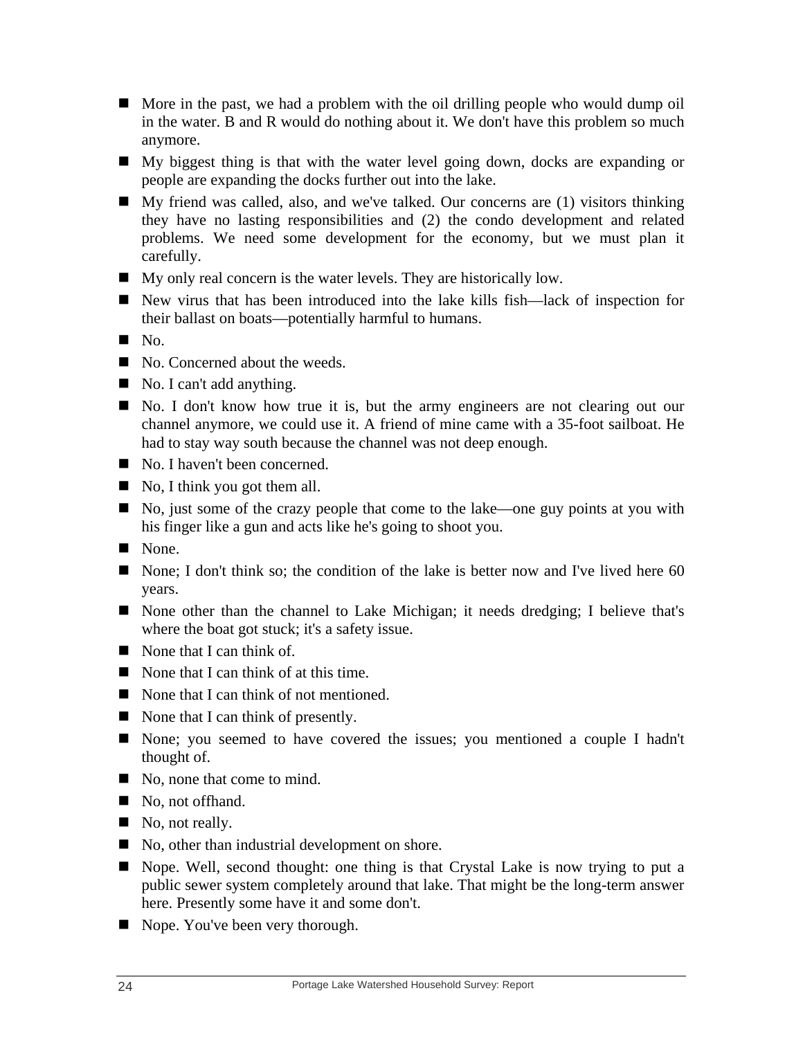- More in the past, we had a problem with the oil drilling people who would dump oil in the water. B and R would do nothing about it. We don't have this problem so much anymore.
- My biggest thing is that with the water level going down, docks are expanding or people are expanding the docks further out into the lake.
- My friend was called, also, and we've talked. Our concerns are (1) visitors thinking they have no lasting responsibilities and (2) the condo development and related problems. We need some development for the economy, but we must plan it carefully.
- My only real concern is the water levels. They are historically low.
- New virus that has been introduced into the lake kills fish—lack of inspection for their ballast on boats—potentially harmful to humans.
- No.
- No. Concerned about the weeds.
- No. I can't add anything.
- No. I don't know how true it is, but the army engineers are not clearing out our channel anymore, we could use it. A friend of mine came with a 35-foot sailboat. He had to stay way south because the channel was not deep enough.
- No. I haven't been concerned.
- No, I think you got them all.
- No, just some of the crazy people that come to the lake—one guy points at you with his finger like a gun and acts like he's going to shoot you.
- None.
- None; I don't think so; the condition of the lake is better now and I've lived here 60 years.
- None other than the channel to Lake Michigan; it needs dredging; I believe that's where the boat got stuck; it's a safety issue.
- None that I can think of.
- None that I can think of at this time.
- None that I can think of not mentioned.
- None that I can think of presently.
- None; you seemed to have covered the issues; you mentioned a couple I hadn't thought of.
- No, none that come to mind.
- No, not offhand.
- No, not really.
- No, other than industrial development on shore.
- Nope. Well, second thought: one thing is that Crystal Lake is now trying to put a public sewer system completely around that lake. That might be the long-term answer here. Presently some have it and some don't.
- Nope. You've been very thorough.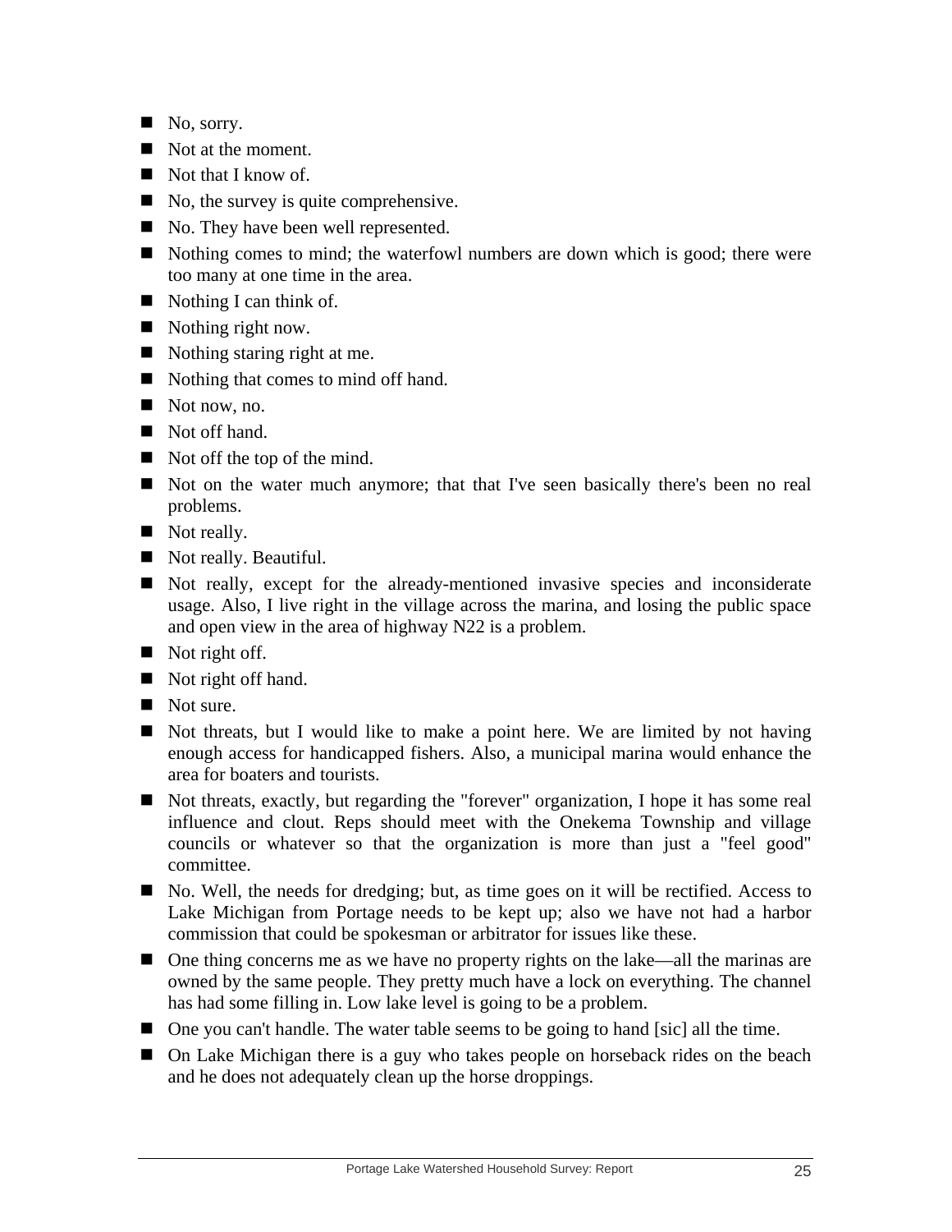- No, sorry.
- Not at the moment.
- Not that I know of.
- No, the survey is quite comprehensive.
- No. They have been well represented.
- Nothing comes to mind; the waterfowl numbers are down which is good; there were too many at one time in the area.
- Nothing I can think of.
- Nothing right now.
- Nothing staring right at me.
- Nothing that comes to mind off hand.
- Not now, no.
- Not off hand.
- Not off the top of the mind.
- Not on the water much anymore; that that I've seen basically there's been no real problems.
- Not really.
- Not really. Beautiful.
- Not really, except for the already-mentioned invasive species and inconsiderate usage. Also, I live right in the village across the marina, and losing the public space and open view in the area of highway N22 is a problem.
- Not right off.
- Not right off hand.
- Not sure.
- Not threats, but I would like to make a point here. We are limited by not having enough access for handicapped fishers. Also, a municipal marina would enhance the area for boaters and tourists.
- Not threats, exactly, but regarding the "forever" organization, I hope it has some real influence and clout. Reps should meet with the Onekema Township and village councils or whatever so that the organization is more than just a "feel good" committee.
- No. Well, the needs for dredging; but, as time goes on it will be rectified. Access to Lake Michigan from Portage needs to be kept up; also we have not had a harbor commission that could be spokesman or arbitrator for issues like these.
- One thing concerns me as we have no property rights on the lake—all the marinas are owned by the same people. They pretty much have a lock on everything. The channel has had some filling in. Low lake level is going to be a problem.
- One you can't handle. The water table seems to be going to hand [sic] all the time.
- On Lake Michigan there is a guy who takes people on horseback rides on the beach and he does not adequately clean up the horse droppings.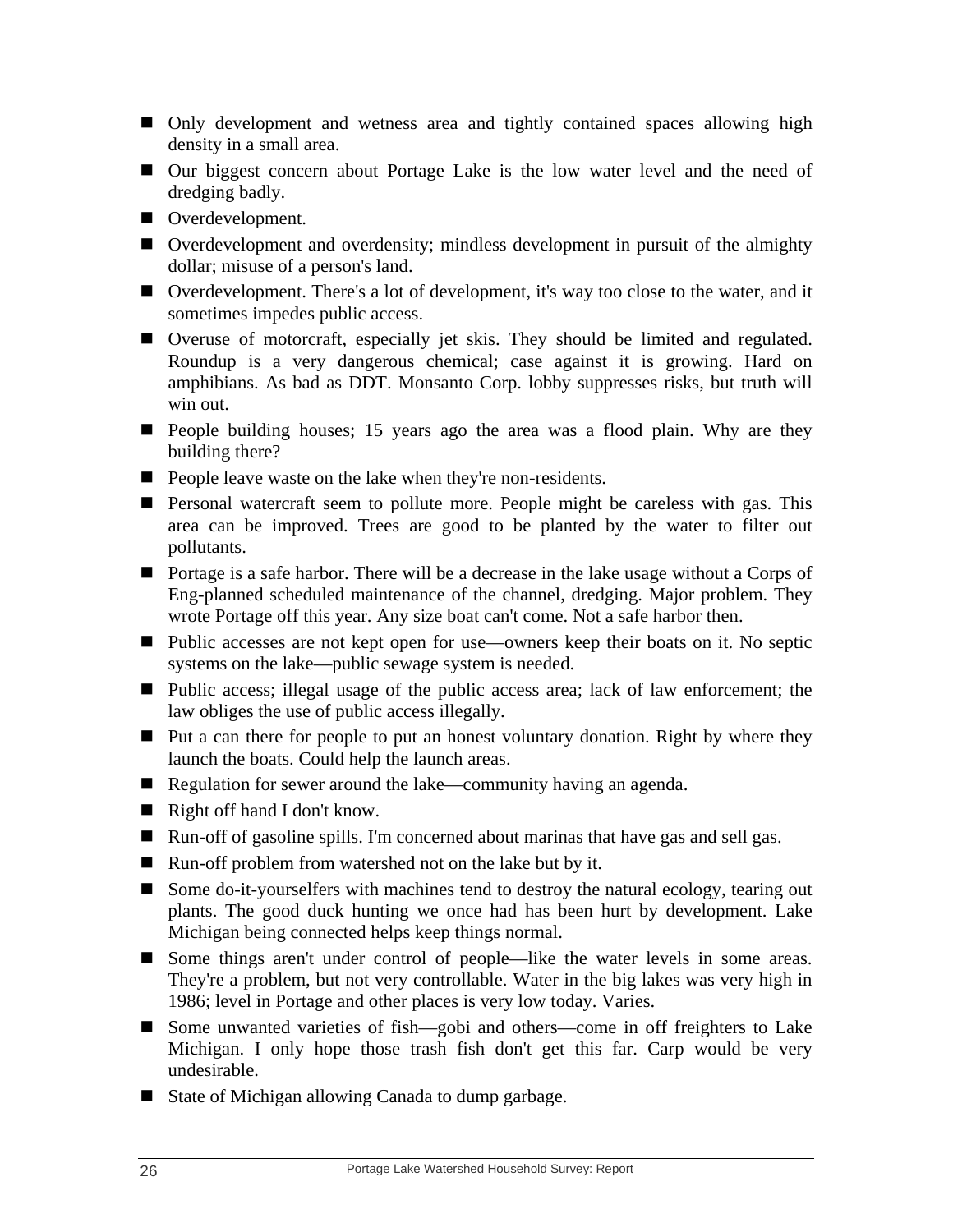- Only development and wetness area and tightly contained spaces allowing high density in a small area.
- Our biggest concern about Portage Lake is the low water level and the need of dredging badly.
- Overdevelopment.
- Overdevelopment and overdensity; mindless development in pursuit of the almighty dollar; misuse of a person's land.
- Overdevelopment. There's a lot of development, it's way too close to the water, and it sometimes impedes public access.
- Overuse of motorcraft, especially jet skis. They should be limited and regulated. Roundup is a very dangerous chemical; case against it is growing. Hard on amphibians. As bad as DDT. Monsanto Corp. lobby suppresses risks, but truth will win out.
- People building houses; 15 years ago the area was a flood plain. Why are they building there?
- People leave waste on the lake when they're non-residents.
- Personal watercraft seem to pollute more. People might be careless with gas. This area can be improved. Trees are good to be planted by the water to filter out pollutants.
- Portage is a safe harbor. There will be a decrease in the lake usage without a Corps of Eng-planned scheduled maintenance of the channel, dredging. Major problem. They wrote Portage off this year. Any size boat can't come. Not a safe harbor then.
- Public accesses are not kept open for use—owners keep their boats on it. No septic systems on the lake—public sewage system is needed.
- Public access; illegal usage of the public access area; lack of law enforcement; the law obliges the use of public access illegally.
- Put a can there for people to put an honest voluntary donation. Right by where they launch the boats. Could help the launch areas.
- Regulation for sewer around the lake—community having an agenda.
- Right off hand I don't know.
- Run-off of gasoline spills. I'm concerned about marinas that have gas and sell gas.
- Run-off problem from watershed not on the lake but by it.
- Some do-it-yourselfers with machines tend to destroy the natural ecology, tearing out plants. The good duck hunting we once had has been hurt by development. Lake Michigan being connected helps keep things normal.
- Some things aren't under control of people—like the water levels in some areas. They're a problem, but not very controllable. Water in the big lakes was very high in 1986; level in Portage and other places is very low today. Varies.
- Some unwanted varieties of fish—gobi and others—come in off freighters to Lake Michigan. I only hope those trash fish don't get this far. Carp would be very undesirable.
- State of Michigan allowing Canada to dump garbage.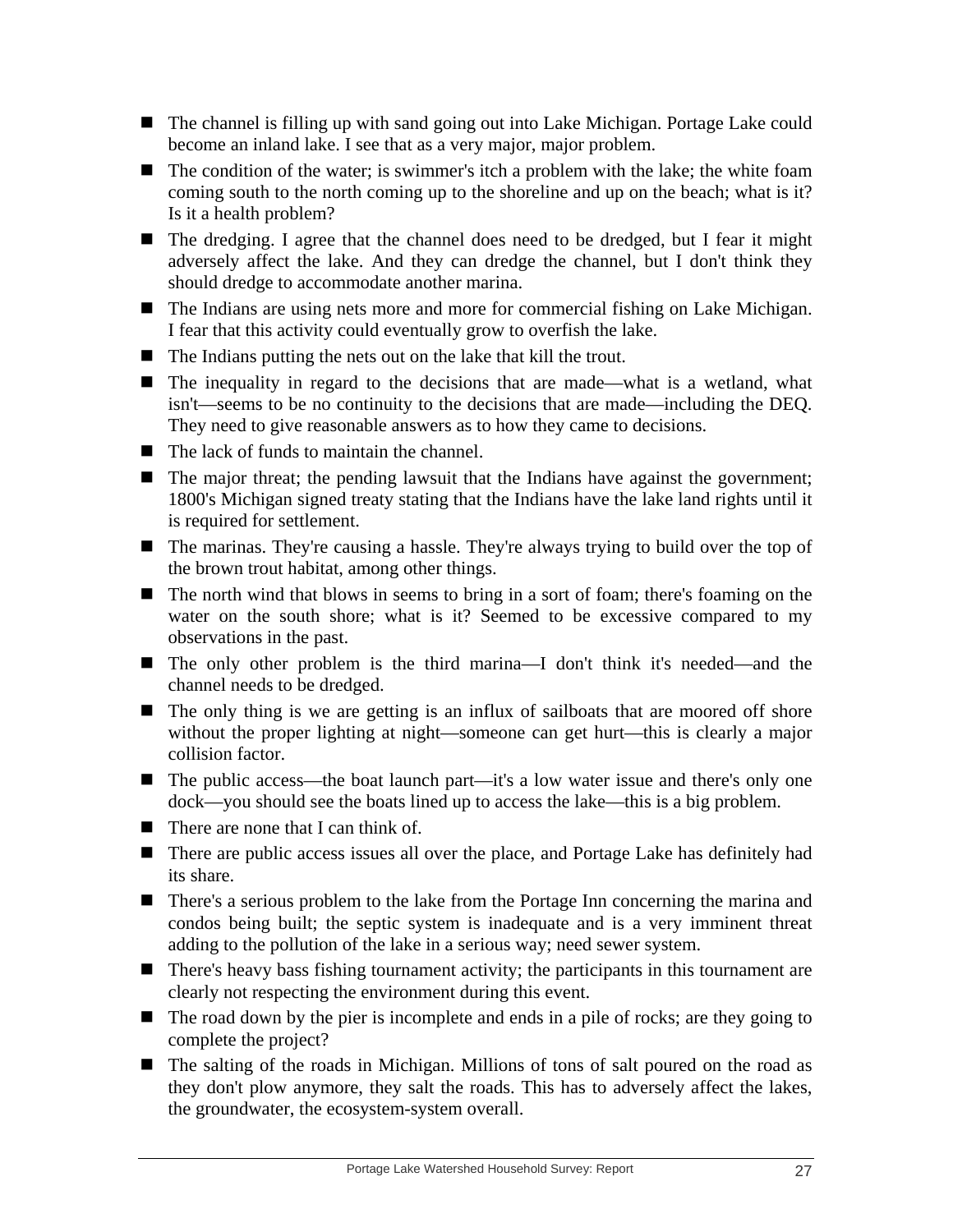- The channel is filling up with sand going out into Lake Michigan. Portage Lake could become an inland lake. I see that as a very major, major problem.
- The condition of the water; is swimmer's itch a problem with the lake; the white foam coming south to the north coming up to the shoreline and up on the beach; what is it? Is it a health problem?
- The dredging. I agree that the channel does need to be dredged, but I fear it might adversely affect the lake. And they can dredge the channel, but I don't think they should dredge to accommodate another marina.
- The Indians are using nets more and more for commercial fishing on Lake Michigan. I fear that this activity could eventually grow to overfish the lake.
- The Indians putting the nets out on the lake that kill the trout.
- The inequality in regard to the decisions that are made—what is a wetland, what isn't—seems to be no continuity to the decisions that are made—including the DEQ. They need to give reasonable answers as to how they came to decisions.
- The lack of funds to maintain the channel.
- The major threat; the pending lawsuit that the Indians have against the government; 1800's Michigan signed treaty stating that the Indians have the lake land rights until it is required for settlement.
- The marinas. They're causing a hassle. They're always trying to build over the top of the brown trout habitat, among other things.
- The north wind that blows in seems to bring in a sort of foam; there's foaming on the water on the south shore; what is it? Seemed to be excessive compared to my observations in the past.
- The only other problem is the third marina—I don't think it's needed—and the channel needs to be dredged.
- The only thing is we are getting is an influx of sailboats that are moored off shore without the proper lighting at night—someone can get hurt—this is clearly a major collision factor.
- The public access—the boat launch part—it's a low water issue and there's only one dock—you should see the boats lined up to access the lake—this is a big problem.
- There are none that I can think of.
- There are public access issues all over the place, and Portage Lake has definitely had its share.
- There's a serious problem to the lake from the Portage Inn concerning the marina and condos being built; the septic system is inadequate and is a very imminent threat adding to the pollution of the lake in a serious way; need sewer system.
- There's heavy bass fishing tournament activity; the participants in this tournament are clearly not respecting the environment during this event.
- The road down by the pier is incomplete and ends in a pile of rocks; are they going to complete the project?
- The salting of the roads in Michigan. Millions of tons of salt poured on the road as they don't plow anymore, they salt the roads. This has to adversely affect the lakes, the groundwater, the ecosystem-system overall.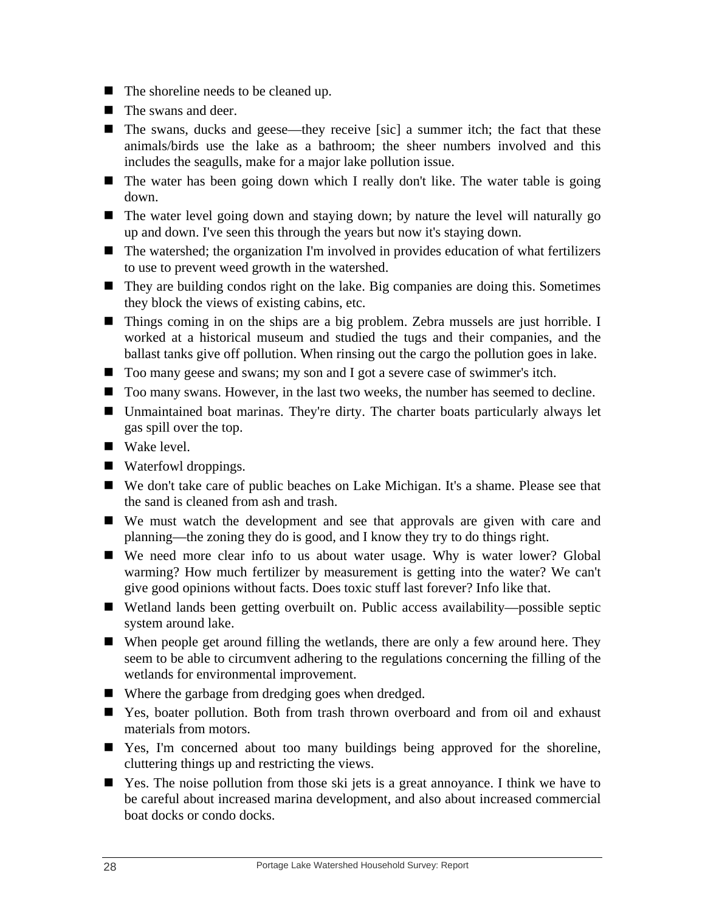- The shoreline needs to be cleaned up.
- The swans and deer.
- The swans, ducks and geese—they receive [sic] a summer itch; the fact that these animals/birds use the lake as a bathroom; the sheer numbers involved and this includes the seagulls, make for a major lake pollution issue.
- The water has been going down which I really don't like. The water table is going down.
- The water level going down and staying down; by nature the level will naturally go up and down. I've seen this through the years but now it's staying down.
- The watershed; the organization I'm involved in provides education of what fertilizers to use to prevent weed growth in the watershed.
- They are building condos right on the lake. Big companies are doing this. Sometimes they block the views of existing cabins, etc.
- Things coming in on the ships are a big problem. Zebra mussels are just horrible. I worked at a historical museum and studied the tugs and their companies, and the ballast tanks give off pollution. When rinsing out the cargo the pollution goes in lake.
- Too many geese and swans; my son and I got a severe case of swimmer's itch.
- Too many swans. However, in the last two weeks, the number has seemed to decline.
- Unmaintained boat marinas. They're dirty. The charter boats particularly always let gas spill over the top.
- Wake level.
- Waterfowl droppings.
- We don't take care of public beaches on Lake Michigan. It's a shame. Please see that the sand is cleaned from ash and trash.
- We must watch the development and see that approvals are given with care and planning—the zoning they do is good, and I know they try to do things right.
- We need more clear info to us about water usage. Why is water lower? Global warming? How much fertilizer by measurement is getting into the water? We can't give good opinions without facts. Does toxic stuff last forever? Info like that.
- Wetland lands been getting overbuilt on. Public access availability—possible septic system around lake.
- When people get around filling the wetlands, there are only a few around here. They seem to be able to circumvent adhering to the regulations concerning the filling of the wetlands for environmental improvement.
- Where the garbage from dredging goes when dredged.
- Yes, boater pollution. Both from trash thrown overboard and from oil and exhaust materials from motors.
- Yes, I'm concerned about too many buildings being approved for the shoreline, cluttering things up and restricting the views.
- Yes. The noise pollution from those ski jets is a great annoyance. I think we have to be careful about increased marina development, and also about increased commercial boat docks or condo docks.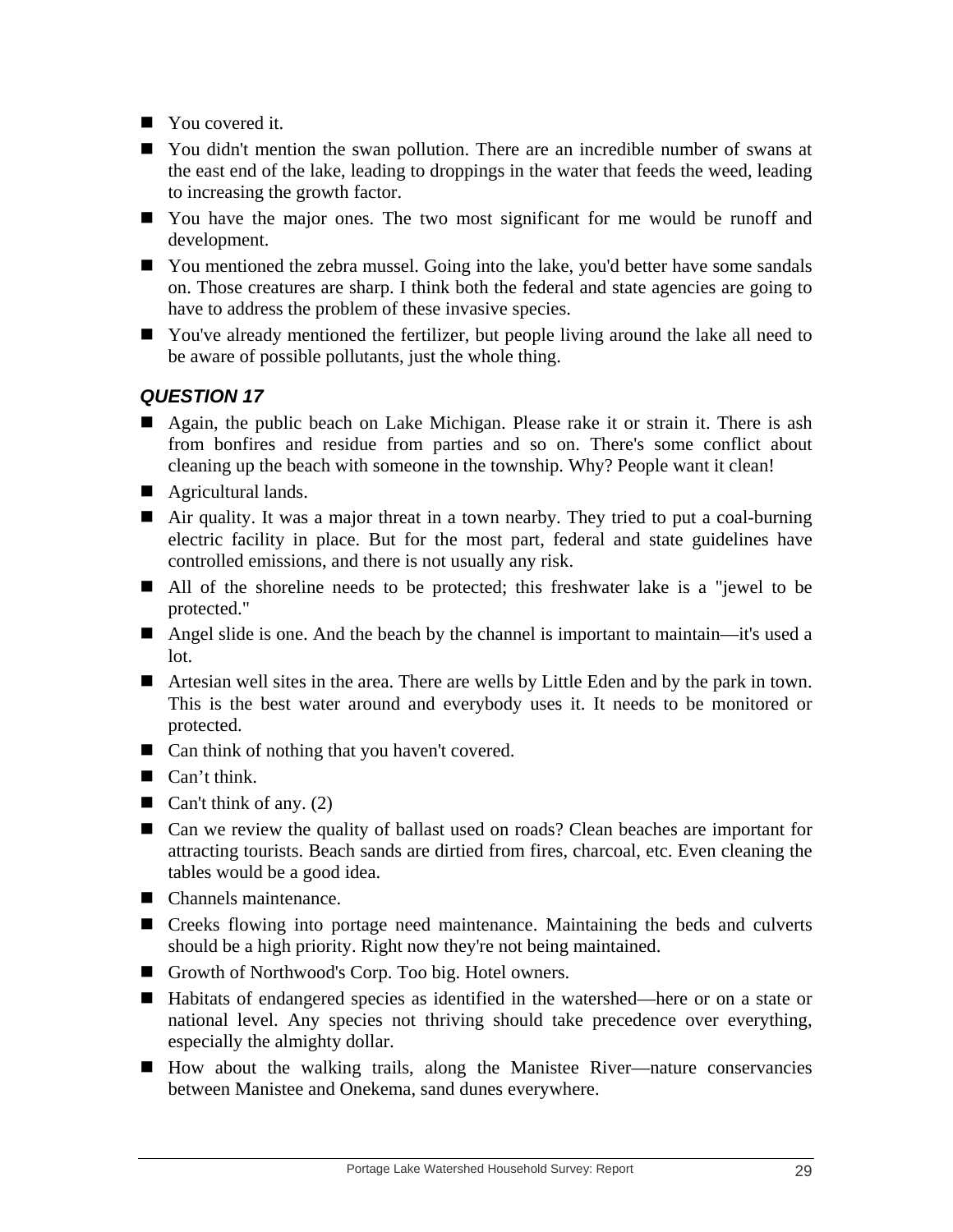- You covered it.
- You didn't mention the swan pollution. There are an incredible number of swans at the east end of the lake, leading to droppings in the water that feeds the weed, leading to increasing the growth factor.
- You have the major ones. The two most significant for me would be runoff and development.
- You mentioned the zebra mussel. Going into the lake, you'd better have some sandals on. Those creatures are sharp. I think both the federal and state agencies are going to have to address the problem of these invasive species.
- You've already mentioned the fertilizer, but people living around the lake all need to be aware of possible pollutants, just the whole thing.

### *QUESTION 17*

- Again, the public beach on Lake Michigan. Please rake it or strain it. There is ash from bonfires and residue from parties and so on. There's some conflict about cleaning up the beach with someone in the township. Why? People want it clean!
- Agricultural lands.
- Air quality. It was a major threat in a town nearby. They tried to put a coal-burning electric facility in place. But for the most part, federal and state guidelines have controlled emissions, and there is not usually any risk.
- All of the shoreline needs to be protected; this freshwater lake is a "jewel to be protected."
- Angel slide is one. And the beach by the channel is important to maintain—it's used a lot.
- Artesian well sites in the area. There are wells by Little Eden and by the park in town. This is the best water around and everybody uses it. It needs to be monitored or protected.
- Can think of nothing that you haven't covered.
- Can't think.
- Can't think of any. (2)
- Can we review the quality of ballast used on roads? Clean beaches are important for attracting tourists. Beach sands are dirtied from fires, charcoal, etc. Even cleaning the tables would be a good idea.
- Channels maintenance.
- Creeks flowing into portage need maintenance. Maintaining the beds and culverts should be a high priority. Right now they're not being maintained.
- Growth of Northwood's Corp. Too big. Hotel owners.
- Habitats of endangered species as identified in the watershed—here or on a state or national level. Any species not thriving should take precedence over everything, especially the almighty dollar.
- How about the walking trails, along the Manistee River—nature conservancies between Manistee and Onekema, sand dunes everywhere.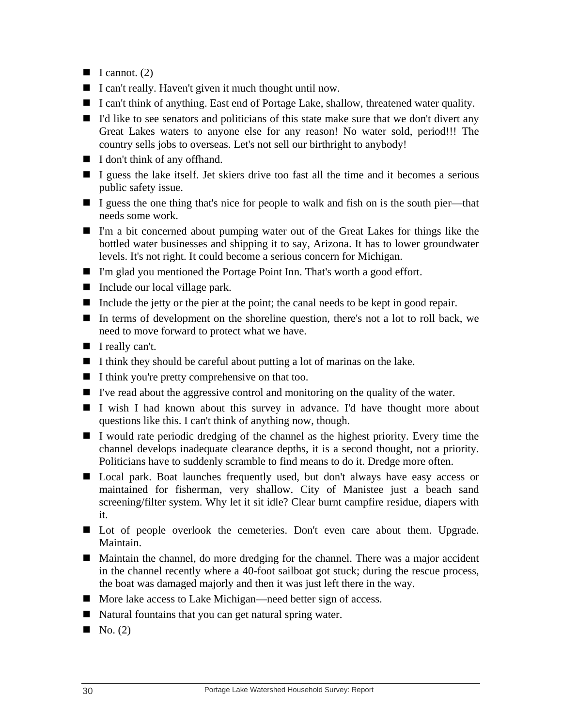- I cannot. (2)
- I can't really. Haven't given it much thought until now.
- I can't think of anything. East end of Portage Lake, shallow, threatened water quality.
- I'd like to see senators and politicians of this state make sure that we don't divert any Great Lakes waters to anyone else for any reason! No water sold, period!!! The country sells jobs to overseas. Let's not sell our birthright to anybody!
- I don't think of any offhand.
- I guess the lake itself. Jet skiers drive too fast all the time and it becomes a serious public safety issue.
- I guess the one thing that's nice for people to walk and fish on is the south pier—that needs some work.
- I'm a bit concerned about pumping water out of the Great Lakes for things like the bottled water businesses and shipping it to say, Arizona. It has to lower groundwater levels. It's not right. It could become a serious concern for Michigan.
- I'm glad you mentioned the Portage Point Inn. That's worth a good effort.
- Include our local village park.
- Include the jetty or the pier at the point; the canal needs to be kept in good repair.
- In terms of development on the shoreline question, there's not a lot to roll back, we need to move forward to protect what we have.
- I really can't.
- I think they should be careful about putting a lot of marinas on the lake.
- I think you're pretty comprehensive on that too.
- I've read about the aggressive control and monitoring on the quality of the water.
- I wish I had known about this survey in advance. I'd have thought more about questions like this. I can't think of anything now, though.
- I would rate periodic dredging of the channel as the highest priority. Every time the channel develops inadequate clearance depths, it is a second thought, not a priority. Politicians have to suddenly scramble to find means to do it. Dredge more often.
- Local park. Boat launches frequently used, but don't always have easy access or maintained for fisherman, very shallow. City of Manistee just a beach sand screening/filter system. Why let it sit idle? Clear burnt campfire residue, diapers with it.
- Lot of people overlook the cemeteries. Don't even care about them. Upgrade. Maintain.
- Maintain the channel, do more dredging for the channel. There was a major accident in the channel recently where a 40-foot sailboat got stuck; during the rescue process, the boat was damaged majorly and then it was just left there in the way.
- More lake access to Lake Michigan—need better sign of access.
- Natural fountains that you can get natural spring water.
- No. (2)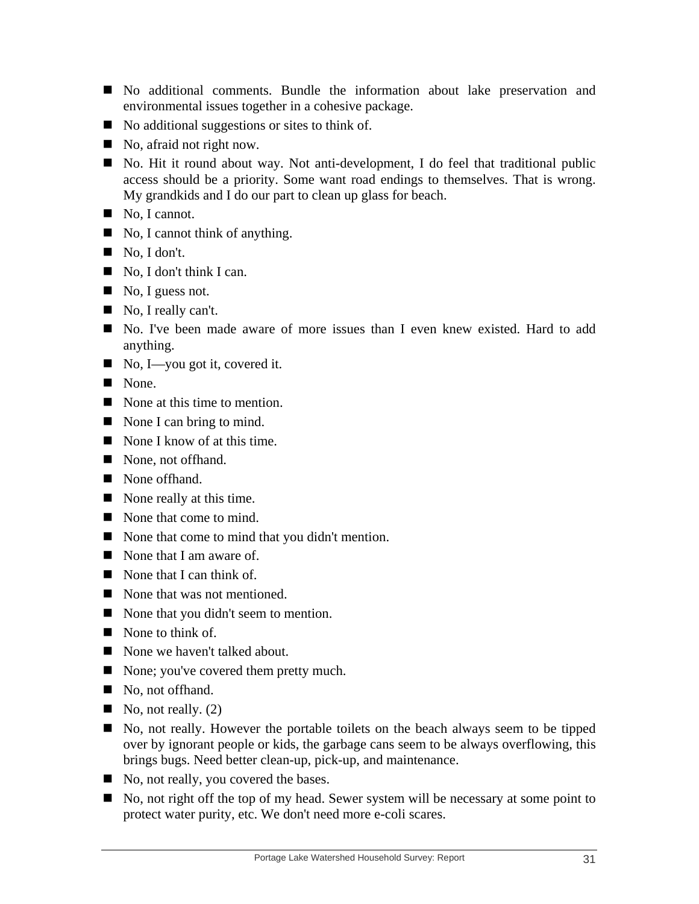- No additional comments. Bundle the information about lake preservation and environmental issues together in a cohesive package.
- No additional suggestions or sites to think of.
- No, afraid not right now.
- No. Hit it round about way. Not anti-development, I do feel that traditional public access should be a priority. Some want road endings to themselves. That is wrong. My grandkids and I do our part to clean up glass for beach.
- No, I cannot.
- No, I cannot think of anything.
- No, I don't.
- No, I don't think I can.
- No, I guess not.
- No, I really can't.
- No. I've been made aware of more issues than I even knew existed. Hard to add anything.
- No, I—you got it, covered it.
- None.
- None at this time to mention.
- None I can bring to mind.
- None I know of at this time.
- None, not offhand.
- None offhand.
- None really at this time.
- None that come to mind.
- None that come to mind that you didn't mention.
- None that I am aware of.
- None that I can think of.
- None that was not mentioned.
- None that you didn't seem to mention.
- None to think of.
- None we haven't talked about.
- None; you've covered them pretty much.
- No, not offhand.
- No, not really. (2)
- No, not really. However the portable toilets on the beach always seem to be tipped over by ignorant people or kids, the garbage cans seem to be always overflowing, this brings bugs. Need better clean-up, pick-up, and maintenance.
- No, not really, you covered the bases.
- No, not right off the top of my head. Sewer system will be necessary at some point to protect water purity, etc. We don't need more e-coli scares.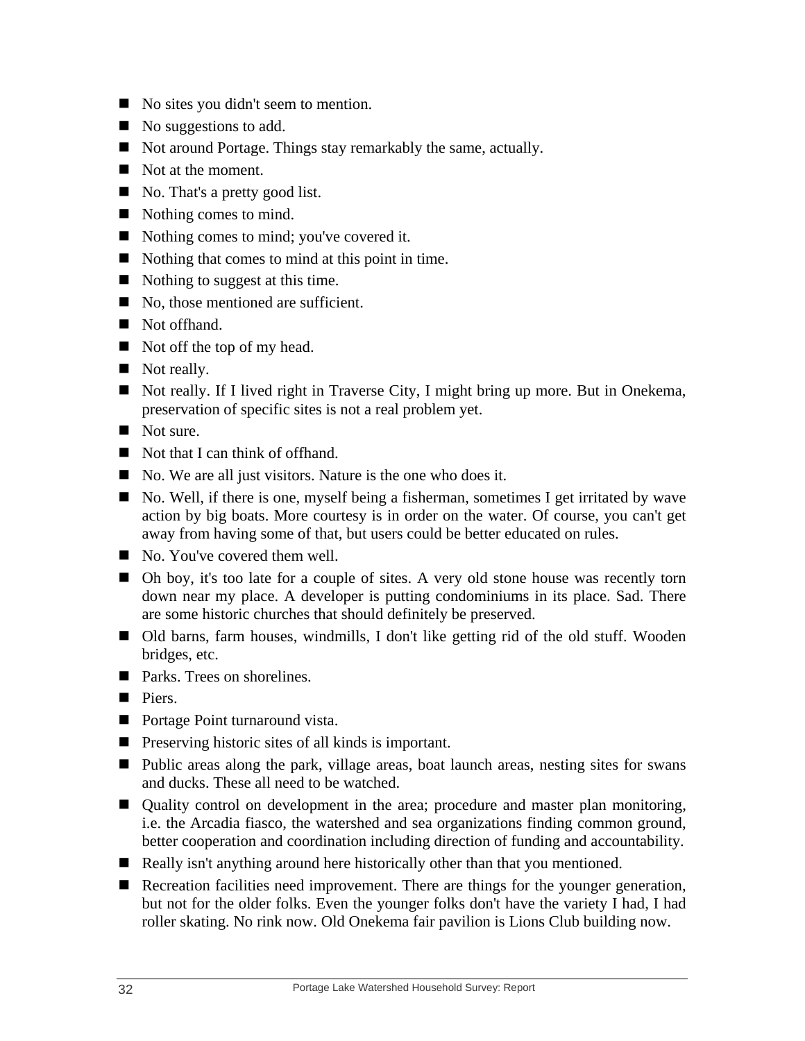- No sites you didn't seem to mention.
- No suggestions to add.
- Not around Portage. Things stay remarkably the same, actually.
- Not at the moment.
- No. That's a pretty good list.
- Nothing comes to mind.
- Nothing comes to mind; you've covered it.
- Nothing that comes to mind at this point in time.
- Nothing to suggest at this time.
- No, those mentioned are sufficient.
- Not offhand.
- Not off the top of my head.
- Not really.
- Not really. If I lived right in Traverse City, I might bring up more. But in Onekema, preservation of specific sites is not a real problem yet.
- Not sure.
- Not that I can think of offhand.
- No. We are all just visitors. Nature is the one who does it.
- No. Well, if there is one, myself being a fisherman, sometimes I get irritated by wave action by big boats. More courtesy is in order on the water. Of course, you can't get away from having some of that, but users could be better educated on rules.
- No. You've covered them well.
- Oh boy, it's too late for a couple of sites. A very old stone house was recently torn down near my place. A developer is putting condominiums in its place. Sad. There are some historic churches that should definitely be preserved.
- Old barns, farm houses, windmills, I don't like getting rid of the old stuff. Wooden bridges, etc.
- Parks. Trees on shorelines.
- Piers.
- Portage Point turnaround vista.
- Preserving historic sites of all kinds is important.
- Public areas along the park, village areas, boat launch areas, nesting sites for swans and ducks. These all need to be watched.
- Quality control on development in the area; procedure and master plan monitoring, i.e. the Arcadia fiasco, the watershed and sea organizations finding common ground, better cooperation and coordination including direction of funding and accountability.
- Really isn't anything around here historically other than that you mentioned.
- Recreation facilities need improvement. There are things for the younger generation, but not for the older folks. Even the younger folks don't have the variety I had, I had roller skating. No rink now. Old Onekema fair pavilion is Lions Club building now.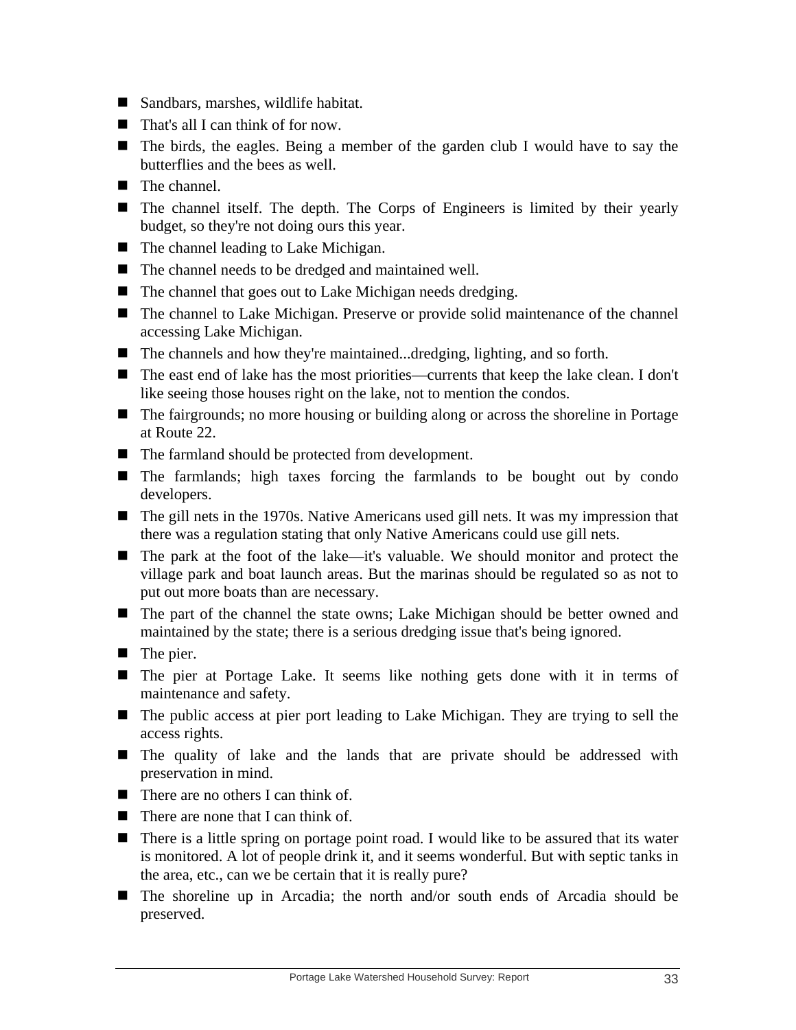- Sandbars, marshes, wildlife habitat.
- That's all I can think of for now.
- The birds, the eagles. Being a member of the garden club I would have to say the butterflies and the bees as well.
- The channel.
- The channel itself. The depth. The Corps of Engineers is limited by their yearly budget, so they're not doing ours this year.
- The channel leading to Lake Michigan.
- The channel needs to be dredged and maintained well.
- The channel that goes out to Lake Michigan needs dredging.
- The channel to Lake Michigan. Preserve or provide solid maintenance of the channel accessing Lake Michigan.
- The channels and how they're maintained...dredging, lighting, and so forth.
- The east end of lake has the most priorities—currents that keep the lake clean. I don't like seeing those houses right on the lake, not to mention the condos.
- The fairgrounds; no more housing or building along or across the shoreline in Portage at Route 22.
- The farmland should be protected from development.
- The farmlands; high taxes forcing the farmlands to be bought out by condo developers.
- The gill nets in the 1970s. Native Americans used gill nets. It was my impression that there was a regulation stating that only Native Americans could use gill nets.
- The park at the foot of the lake—it's valuable. We should monitor and protect the village park and boat launch areas. But the marinas should be regulated so as not to put out more boats than are necessary.
- The part of the channel the state owns; Lake Michigan should be better owned and maintained by the state; there is a serious dredging issue that's being ignored.
- The pier.
- The pier at Portage Lake. It seems like nothing gets done with it in terms of maintenance and safety.
- The public access at pier port leading to Lake Michigan. They are trying to sell the access rights.
- The quality of lake and the lands that are private should be addressed with preservation in mind.
- There are no others I can think of.
- There are none that I can think of.
- There is a little spring on portage point road. I would like to be assured that its water is monitored. A lot of people drink it, and it seems wonderful. But with septic tanks in the area, etc., can we be certain that it is really pure?
- The shoreline up in Arcadia; the north and/or south ends of Arcadia should be preserved.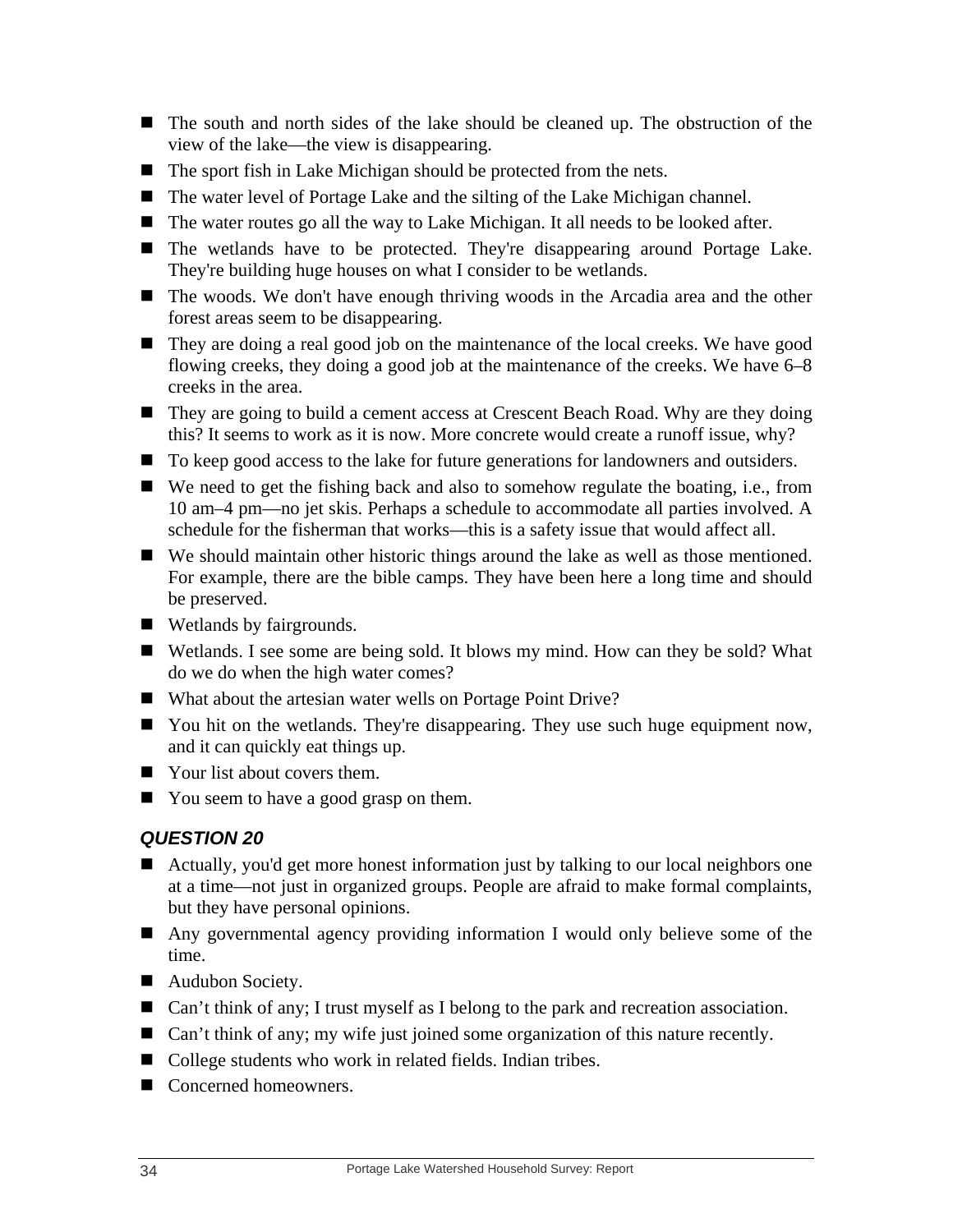- The south and north sides of the lake should be cleaned up. The obstruction of the view of the lake—the view is disappearing.
- The sport fish in Lake Michigan should be protected from the nets.
- The water level of Portage Lake and the silting of the Lake Michigan channel.
- The water routes go all the way to Lake Michigan. It all needs to be looked after.
- The wetlands have to be protected. They're disappearing around Portage Lake. They're building huge houses on what I consider to be wetlands.
- The woods. We don't have enough thriving woods in the Arcadia area and the other forest areas seem to be disappearing.
- They are doing a real good job on the maintenance of the local creeks. We have good flowing creeks, they doing a good job at the maintenance of the creeks. We have 6–8 creeks in the area.
- They are going to build a cement access at Crescent Beach Road. Why are they doing this? It seems to work as it is now. More concrete would create a runoff issue, why?
- To keep good access to the lake for future generations for landowners and outsiders.
- We need to get the fishing back and also to somehow regulate the boating, i.e., from 10 am–4 pm—no jet skis. Perhaps a schedule to accommodate all parties involved. A schedule for the fisherman that works—this is a safety issue that would affect all.
- We should maintain other historic things around the lake as well as those mentioned. For example, there are the bible camps. They have been here a long time and should be preserved.
- Wetlands by fairgrounds.
- Wetlands. I see some are being sold. It blows my mind. How can they be sold? What do we do when the high water comes?
- What about the artesian water wells on Portage Point Drive?
- You hit on the wetlands. They're disappearing. They use such huge equipment now, and it can quickly eat things up.
- Your list about covers them.
- You seem to have a good grasp on them.

### *QUESTION 20*

- Actually, you'd get more honest information just by talking to our local neighbors one at a time—not just in organized groups. People are afraid to make formal complaints, but they have personal opinions.
- Any governmental agency providing information I would only believe some of the time.
- Audubon Society.
- Can't think of any; I trust myself as I belong to the park and recreation association.
- Can't think of any; my wife just joined some organization of this nature recently.
- College students who work in related fields. Indian tribes.
- Concerned homeowners.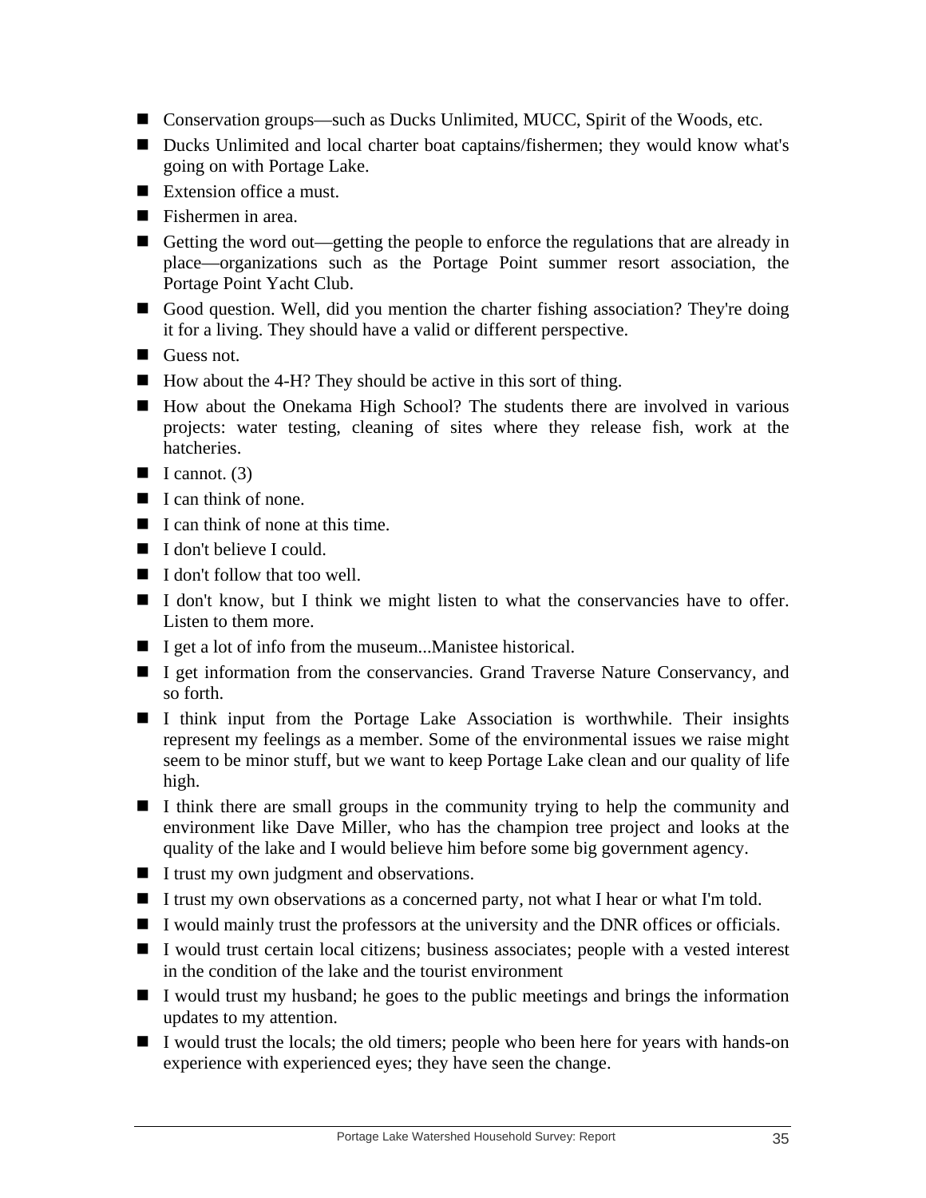- Conservation groups—such as Ducks Unlimited, MUCC, Spirit of the Woods, etc.
- Ducks Unlimited and local charter boat captains/fishermen; they would know what's going on with Portage Lake.
- Extension office a must.
- Fishermen in area.
- Getting the word out—getting the people to enforce the regulations that are already in place—organizations such as the Portage Point summer resort association, the Portage Point Yacht Club.
- Good question. Well, did you mention the charter fishing association? They're doing it for a living. They should have a valid or different perspective.
- Guess not.
- How about the 4-H? They should be active in this sort of thing.
- How about the Onekama High School? The students there are involved in various projects: water testing, cleaning of sites where they release fish, work at the hatcheries.
- I cannot. (3)
- I can think of none.
- I can think of none at this time.
- I don't believe I could.
- I don't follow that too well.
- I don't know, but I think we might listen to what the conservancies have to offer. Listen to them more.
- I get a lot of info from the museum...Manistee historical.
- I get information from the conservancies. Grand Traverse Nature Conservancy, and so forth.
- I think input from the Portage Lake Association is worthwhile. Their insights represent my feelings as a member. Some of the environmental issues we raise might seem to be minor stuff, but we want to keep Portage Lake clean and our quality of life high.
- I think there are small groups in the community trying to help the community and environment like Dave Miller, who has the champion tree project and looks at the quality of the lake and I would believe him before some big government agency.
- I trust my own judgment and observations.
- I trust my own observations as a concerned party, not what I hear or what I'm told.
- I would mainly trust the professors at the university and the DNR offices or officials.
- I would trust certain local citizens; business associates; people with a vested interest in the condition of the lake and the tourist environment
- I would trust my husband; he goes to the public meetings and brings the information updates to my attention.
- I would trust the locals; the old timers; people who been here for years with hands-on experience with experienced eyes; they have seen the change.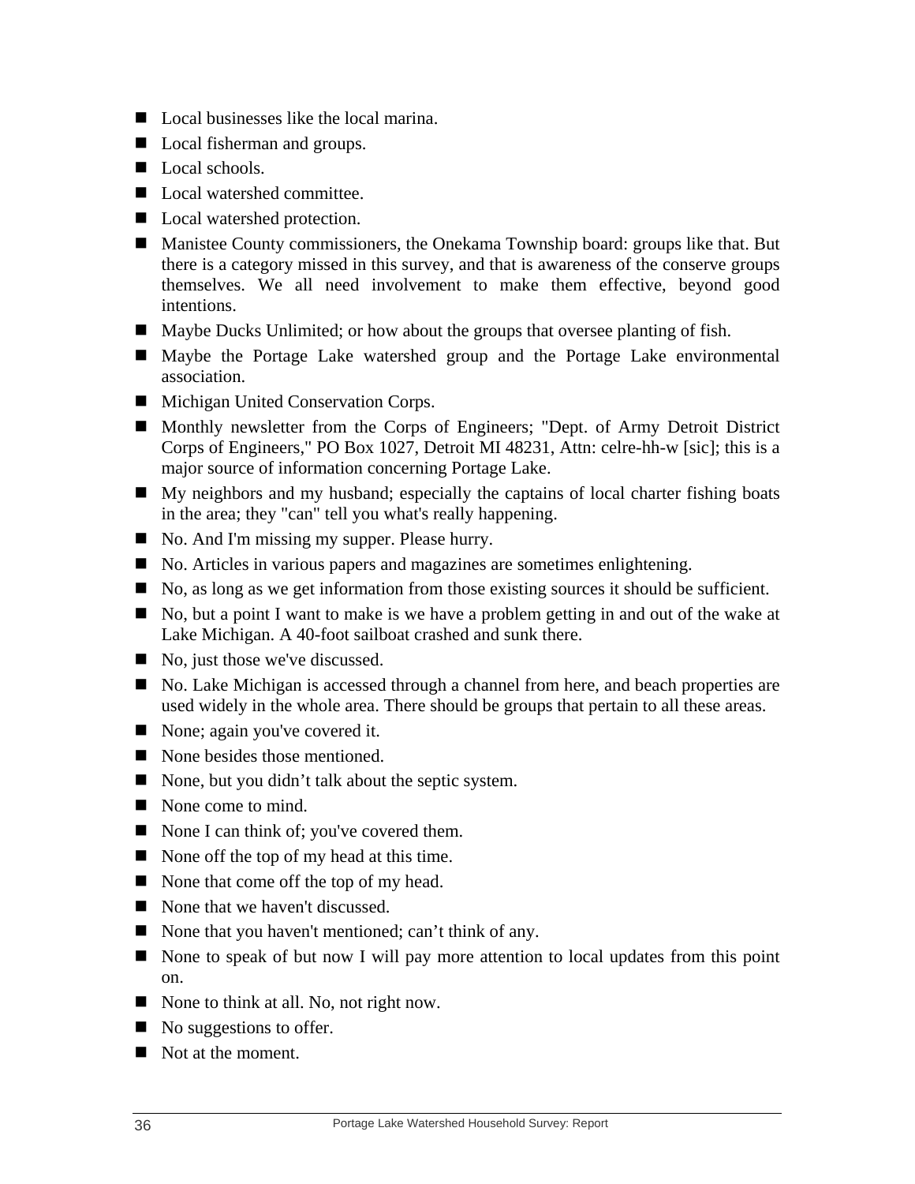- Local businesses like the local marina.
- Local fisherman and groups.
- Local schools.
- Local watershed committee.
- Local watershed protection.
- Manistee County commissioners, the Onekama Township board: groups like that. But there is a category missed in this survey, and that is awareness of the conserve groups themselves. We all need involvement to make them effective, beyond good intentions.
- Maybe Ducks Unlimited; or how about the groups that oversee planting of fish.
- Maybe the Portage Lake watershed group and the Portage Lake environmental association.
- Michigan United Conservation Corps.
- Monthly newsletter from the Corps of Engineers; "Dept. of Army Detroit District Corps of Engineers," PO Box 1027, Detroit MI 48231, Attn: celre-hh-w [sic]; this is a major source of information concerning Portage Lake.
- My neighbors and my husband; especially the captains of local charter fishing boats in the area; they "can" tell you what's really happening.
- No. And I'm missing my supper. Please hurry.
- No. Articles in various papers and magazines are sometimes enlightening.
- No, as long as we get information from those existing sources it should be sufficient.
- No, but a point I want to make is we have a problem getting in and out of the wake at Lake Michigan. A 40-foot sailboat crashed and sunk there.
- No, just those we've discussed.
- No. Lake Michigan is accessed through a channel from here, and beach properties are used widely in the whole area. There should be groups that pertain to all these areas.
- None; again you've covered it.
- None besides those mentioned.
- None, but you didn’t talk about the septic system.
- None come to mind.
- None I can think of; you've covered them.
- None off the top of my head at this time.
- None that come off the top of my head.
- None that we haven't discussed.
- None that you haven't mentioned; can’t think of any.
- None to speak of but now I will pay more attention to local updates from this point on.
- None to think at all. No, not right now.
- No suggestions to offer.
- Not at the moment.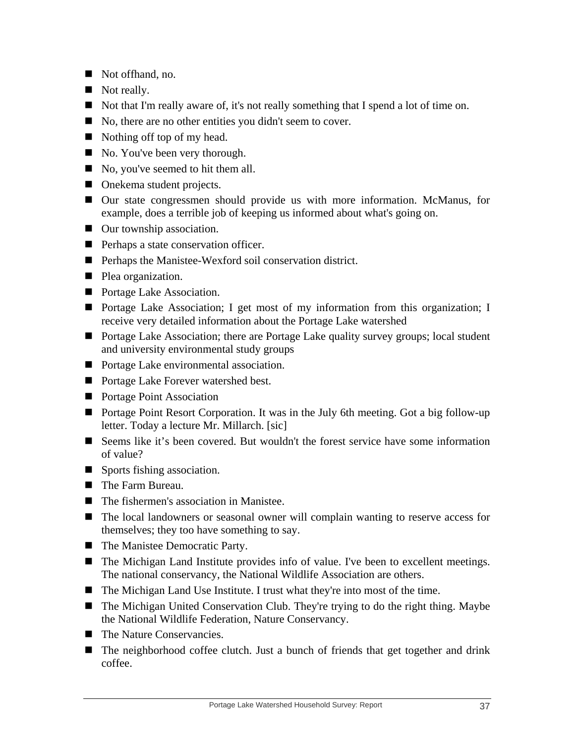- Not offhand, no.
- Not really.
- Not that I'm really aware of, it's not really something that I spend a lot of time on.
- No, there are no other entities you didn't seem to cover.
- Nothing off top of my head.
- No. You've been very thorough.
- No, you've seemed to hit them all.
- Onekema student projects.
- Our state congressmen should provide us with more information. McManus, for example, does a terrible job of keeping us informed about what's going on.
- Our township association.
- Perhaps a state conservation officer.
- Perhaps the Manistee-Wexford soil conservation district.
- Plea organization.
- Portage Lake Association.
- Portage Lake Association; I get most of my information from this organization; I receive very detailed information about the Portage Lake watershed
- Portage Lake Association; there are Portage Lake quality survey groups; local student and university environmental study groups
- Portage Lake environmental association.
- Portage Lake Forever watershed best.
- Portage Point Association
- Portage Point Resort Corporation. It was in the July 6th meeting. Got a big follow-up letter. Today a lecture Mr. Millarch. [sic]
- Seems like it's been covered. But wouldn't the forest service have some information of value?
- Sports fishing association.
- The Farm Bureau.
- The fishermen's association in Manistee.
- The local landowners or seasonal owner will complain wanting to reserve access for themselves; they too have something to say.
- The Manistee Democratic Party.
- The Michigan Land Institute provides info of value. I've been to excellent meetings. The national conservancy, the National Wildlife Association are others.
- The Michigan Land Use Institute. I trust what they're into most of the time.
- The Michigan United Conservation Club. They're trying to do the right thing. Maybe the National Wildlife Federation, Nature Conservancy.
- The Nature Conservancies.
- The neighborhood coffee clutch. Just a bunch of friends that get together and drink coffee.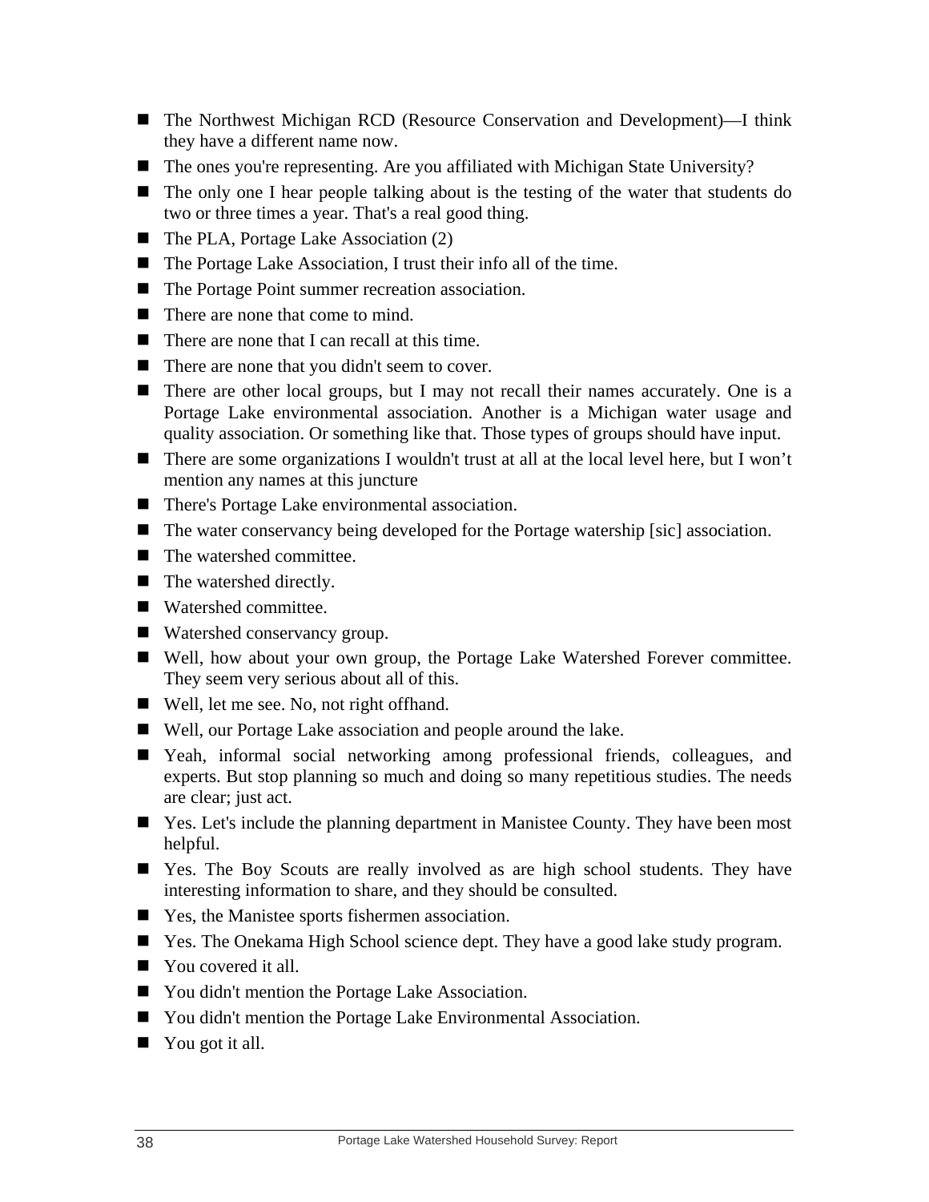- The Northwest Michigan RCD (Resource Conservation and Development)—I think they have a different name now.
- The ones you're representing. Are you affiliated with Michigan State University?
- The only one I hear people talking about is the testing of the water that students do two or three times a year. That's a real good thing.
- The PLA, Portage Lake Association (2)
- The Portage Lake Association, I trust their info all of the time.
- The Portage Point summer recreation association.
- There are none that come to mind.
- There are none that I can recall at this time.
- There are none that you didn't seem to cover.
- There are other local groups, but I may not recall their names accurately. One is a Portage Lake environmental association. Another is a Michigan water usage and quality association. Or something like that. Those types of groups should have input.
- There are some organizations I wouldn't trust at all at the local level here, but I won't mention any names at this juncture
- There's Portage Lake environmental association.
- The water conservancy being developed for the Portage watership [sic] association.
- The watershed committee.
- The watershed directly.
- Watershed committee.
- Watershed conservancy group.
- Well, how about your own group, the Portage Lake Watershed Forever committee. They seem very serious about all of this.
- Well, let me see. No, not right offhand.
- Well, our Portage Lake association and people around the lake.
- Yeah, informal social networking among professional friends, colleagues, and experts. But stop planning so much and doing so many repetitious studies. The needs are clear; just act.
- Yes. Let's include the planning department in Manistee County. They have been most helpful.
- Yes. The Boy Scouts are really involved as are high school students. They have interesting information to share, and they should be consulted.
- Yes, the Manistee sports fishermen association.
- Yes. The Onekama High School science dept. They have a good lake study program.
- You covered it all.
- You didn't mention the Portage Lake Association.
- You didn't mention the Portage Lake Environmental Association.
- You got it all.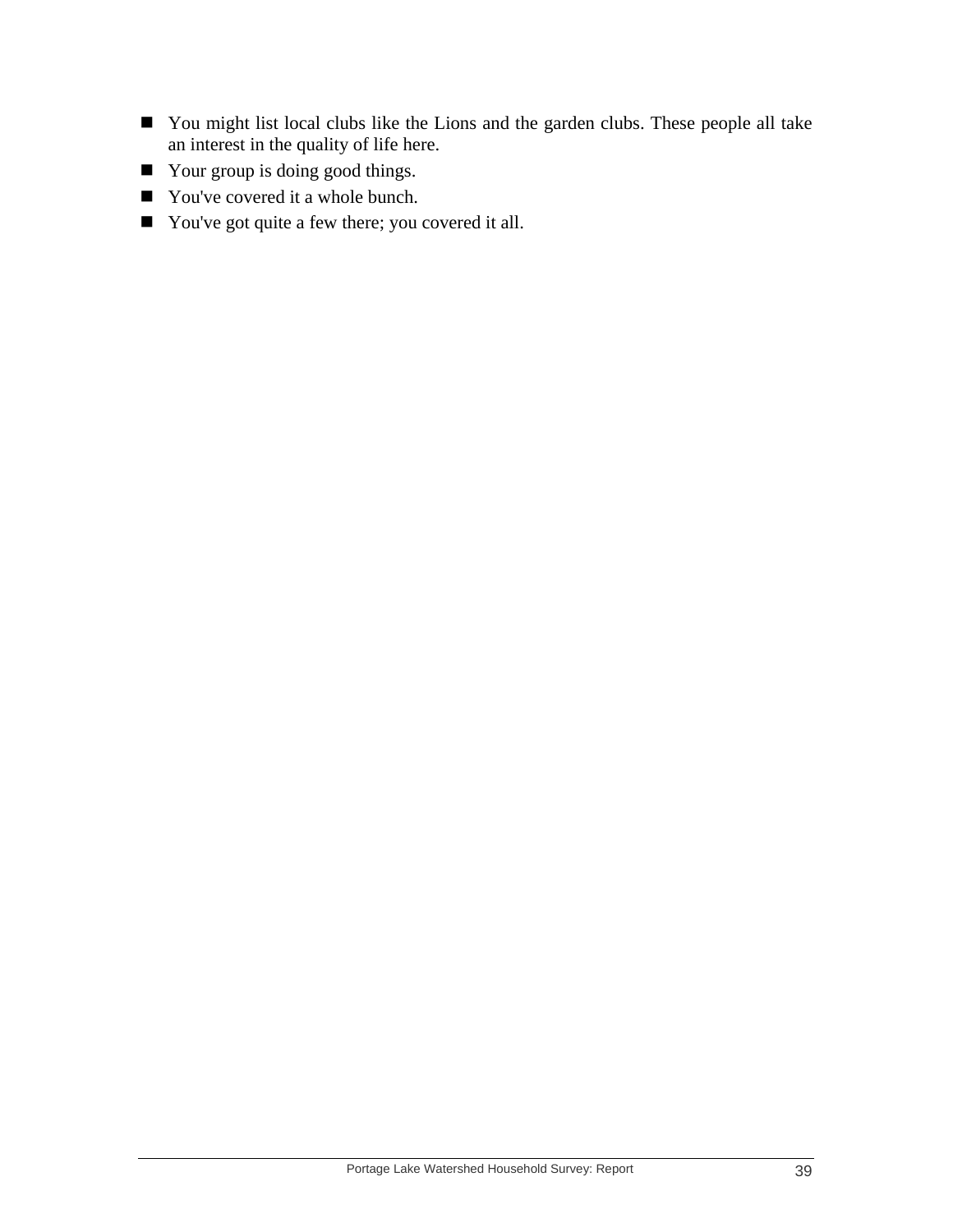- You might list local clubs like the Lions and the garden clubs. These people all take an interest in the quality of life here.
- Your group is doing good things.
- You've covered it a whole bunch.
- You've got quite a few there; you covered it all.